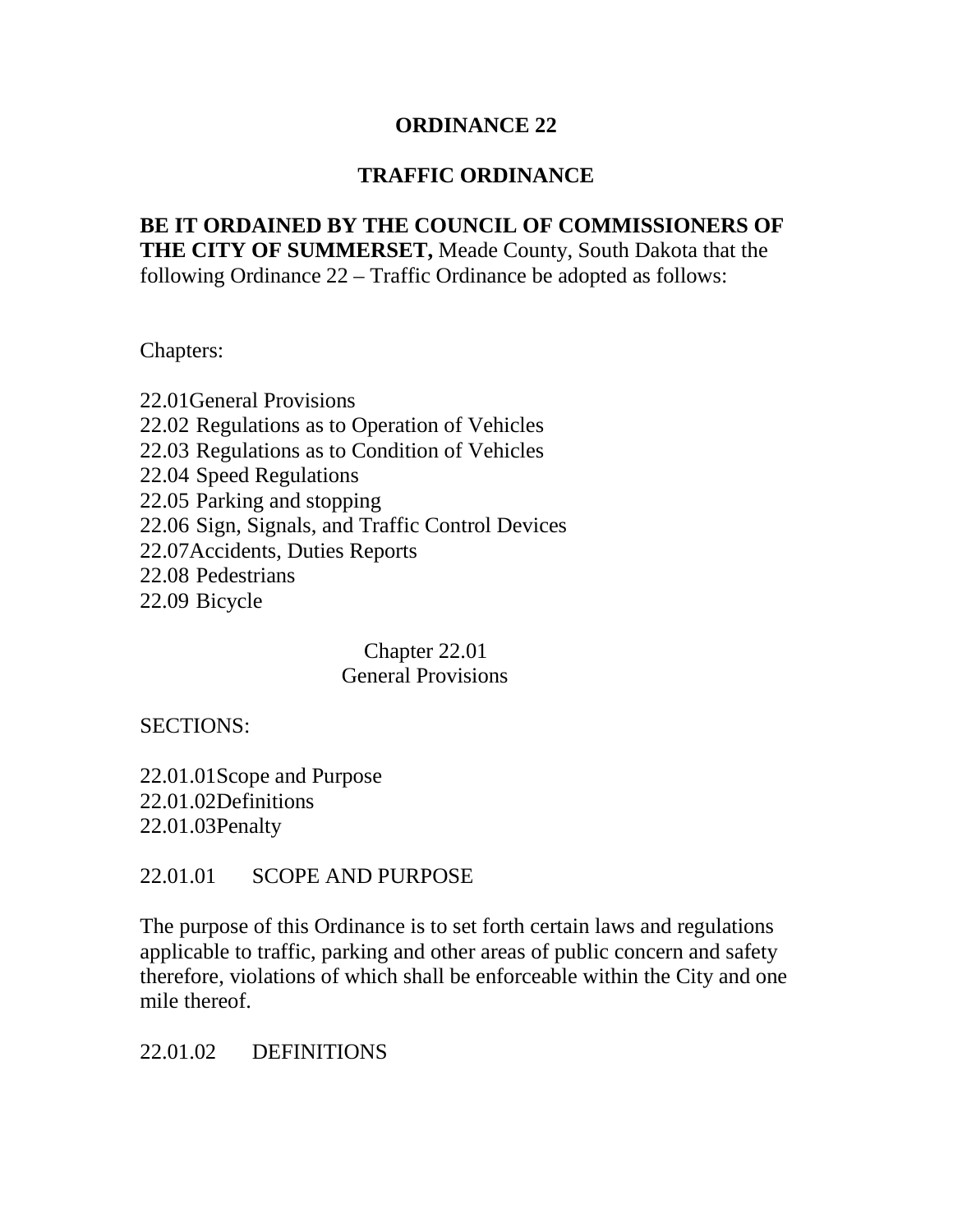# ORDINANCE 22

## TRAFFIC ORDINANCE

**BE IT ORDAINED BY THE COUNCIL OF COMMISSIONERS OF THE CITY OF SUMMERSET,** Meade County, South Dakota that the following Ordinance 22 – Traffic Ordinance be adopted as follows:

Chapters:

22.01General Provisions
22.02 Regulations as to Operation of Vehicles
22.03 Regulations as to Condition of Vehicles
22.04 Speed Regulations
22.05 Parking and stopping
22.06 Sign, Signals, and Traffic Control Devices
22.07Accidents, Duties Reports
22.08 Pedestrians
22.09 Bicycle

### Chapter 22.01
### General Provisions

SECTIONS:

22.01.01Scope and Purpose
22.01.02Definitions
22.01.03Penalty

22.01.01 SCOPE AND PURPOSE

The purpose of this Ordinance is to set forth certain laws and regulations applicable to traffic, parking and other areas of public concern and safety therefore, violations of which shall be enforceable within the City and one mile thereof.

22.01.02 DEFINITIONS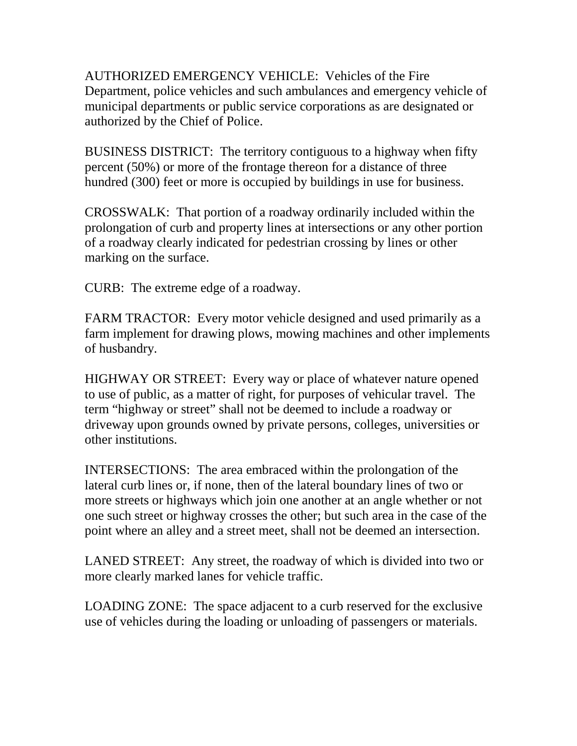AUTHORIZED EMERGENCY VEHICLE: Vehicles of the Fire Department, police vehicles and such ambulances and emergency vehicle of municipal departments or public service corporations as are designated or authorized by the Chief of Police.

BUSINESS DISTRICT: The territory contiguous to a highway when fifty percent (50%) or more of the frontage thereon for a distance of three hundred (300) feet or more is occupied by buildings in use for business.

CROSSWALK: That portion of a roadway ordinarily included within the prolongation of curb and property lines at intersections or any other portion of a roadway clearly indicated for pedestrian crossing by lines or other marking on the surface.

CURB: The extreme edge of a roadway.

FARM TRACTOR: Every motor vehicle designed and used primarily as a farm implement for drawing plows, mowing machines and other implements of husbandry.

HIGHWAY OR STREET: Every way or place of whatever nature opened to use of public, as a matter of right, for purposes of vehicular travel. The term “highway or street” shall not be deemed to include a roadway or driveway upon grounds owned by private persons, colleges, universities or other institutions.

INTERSECTIONS: The area embraced within the prolongation of the lateral curb lines or, if none, then of the lateral boundary lines of two or more streets or highways which join one another at an angle whether or not one such street or highway crosses the other; but such area in the case of the point where an alley and a street meet, shall not be deemed an intersection.

LANED STREET: Any street, the roadway of which is divided into two or more clearly marked lanes for vehicle traffic.

LOADING ZONE: The space adjacent to a curb reserved for the exclusive use of vehicles during the loading or unloading of passengers or materials.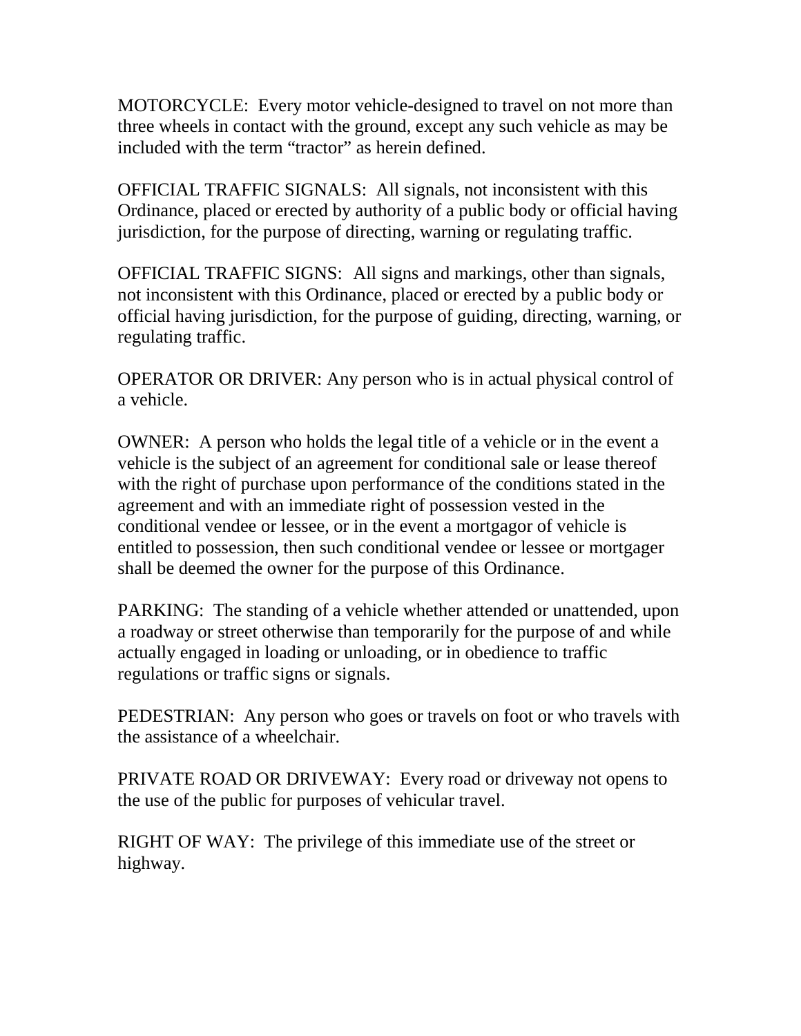MOTORCYCLE: Every motor vehicle-designed to travel on not more than three wheels in contact with the ground, except any such vehicle as may be included with the term “tractor” as herein defined.

OFFICIAL TRAFFIC SIGNALS: All signals, not inconsistent with this Ordinance, placed or erected by authority of a public body or official having jurisdiction, for the purpose of directing, warning or regulating traffic.

OFFICIAL TRAFFIC SIGNS: All signs and markings, other than signals, not inconsistent with this Ordinance, placed or erected by a public body or official having jurisdiction, for the purpose of guiding, directing, warning, or regulating traffic.

OPERATOR OR DRIVER: Any person who is in actual physical control of a vehicle.

OWNER: A person who holds the legal title of a vehicle or in the event a vehicle is the subject of an agreement for conditional sale or lease thereof with the right of purchase upon performance of the conditions stated in the agreement and with an immediate right of possession vested in the conditional vendee or lessee, or in the event a mortgagor of vehicle is entitled to possession, then such conditional vendee or lessee or mortgager shall be deemed the owner for the purpose of this Ordinance.

PARKING: The standing of a vehicle whether attended or unattended, upon a roadway or street otherwise than temporarily for the purpose of and while actually engaged in loading or unloading, or in obedience to traffic regulations or traffic signs or signals.

PEDESTRIAN: Any person who goes or travels on foot or who travels with the assistance of a wheelchair.

PRIVATE ROAD OR DRIVEWAY: Every road or driveway not opens to the use of the public for purposes of vehicular travel.

RIGHT OF WAY: The privilege of this immediate use of the street or highway.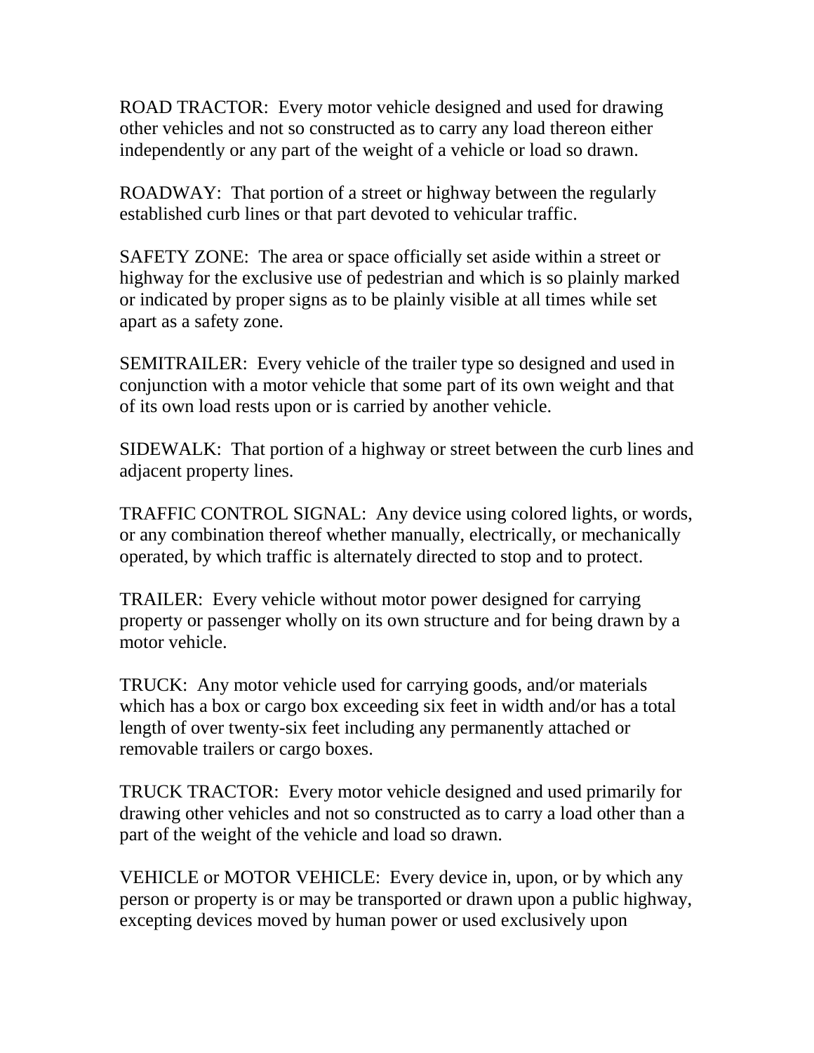ROAD TRACTOR: Every motor vehicle designed and used for drawing other vehicles and not so constructed as to carry any load thereon either independently or any part of the weight of a vehicle or load so drawn.

ROADWAY: That portion of a street or highway between the regularly established curb lines or that part devoted to vehicular traffic.

SAFETY ZONE: The area or space officially set aside within a street or highway for the exclusive use of pedestrian and which is so plainly marked or indicated by proper signs as to be plainly visible at all times while set apart as a safety zone.

SEMITRAILER: Every vehicle of the trailer type so designed and used in conjunction with a motor vehicle that some part of its own weight and that of its own load rests upon or is carried by another vehicle.

SIDEWALK: That portion of a highway or street between the curb lines and adjacent property lines.

TRAFFIC CONTROL SIGNAL: Any device using colored lights, or words, or any combination thereof whether manually, electrically, or mechanically operated, by which traffic is alternately directed to stop and to protect.

TRAILER: Every vehicle without motor power designed for carrying property or passenger wholly on its own structure and for being drawn by a motor vehicle.

TRUCK: Any motor vehicle used for carrying goods, and/or materials which has a box or cargo box exceeding six feet in width and/or has a total length of over twenty-six feet including any permanently attached or removable trailers or cargo boxes.

TRUCK TRACTOR: Every motor vehicle designed and used primarily for drawing other vehicles and not so constructed as to carry a load other than a part of the weight of the vehicle and load so drawn.

VEHICLE or MOTOR VEHICLE: Every device in, upon, or by which any person or property is or may be transported or drawn upon a public highway, excepting devices moved by human power or used exclusively upon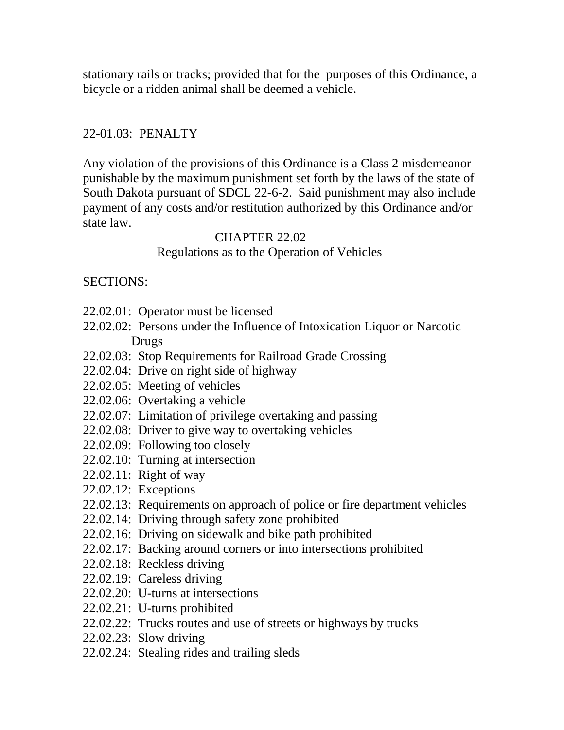stationary rails or tracks; provided that for the purposes of this Ordinance, a bicycle or a ridden animal shall be deemed a vehicle.

## 22-01.03: PENALTY

Any violation of the provisions of this Ordinance is a Class 2 misdemeanor punishable by the maximum punishment set forth by the laws of the state of South Dakota pursuant of SDCL 22-6-2. Said punishment may also include payment of any costs and/or restitution authorized by this Ordinance and/or state law.

# CHAPTER 22.02

## Regulations as to the Operation of Vehicles

SECTIONS:

22.02.01: Operator must be licensed
22.02.02: Persons under the Influence of Intoxication Liquor or Narcotic Drugs
22.02.03: Stop Requirements for Railroad Grade Crossing
22.02.04: Drive on right side of highway
22.02.05: Meeting of vehicles
22.02.06: Overtaking a vehicle
22.02.07: Limitation of privilege overtaking and passing
22.02.08: Driver to give way to overtaking vehicles
22.02.09: Following too closely
22.02.10: Turning at intersection
22.02.11: Right of way
22.02.12: Exceptions
22.02.13: Requirements on approach of police or fire department vehicles
22.02.14: Driving through safety zone prohibited
22.02.16: Driving on sidewalk and bike path prohibited
22.02.17: Backing around corners or into intersections prohibited
22.02.18: Reckless driving
22.02.19: Careless driving
22.02.20: U-turns at intersections
22.02.21: U-turns prohibited
22.02.22: Trucks routes and use of streets or highways by trucks
22.02.23: Slow driving
22.02.24: Stealing rides and trailing sleds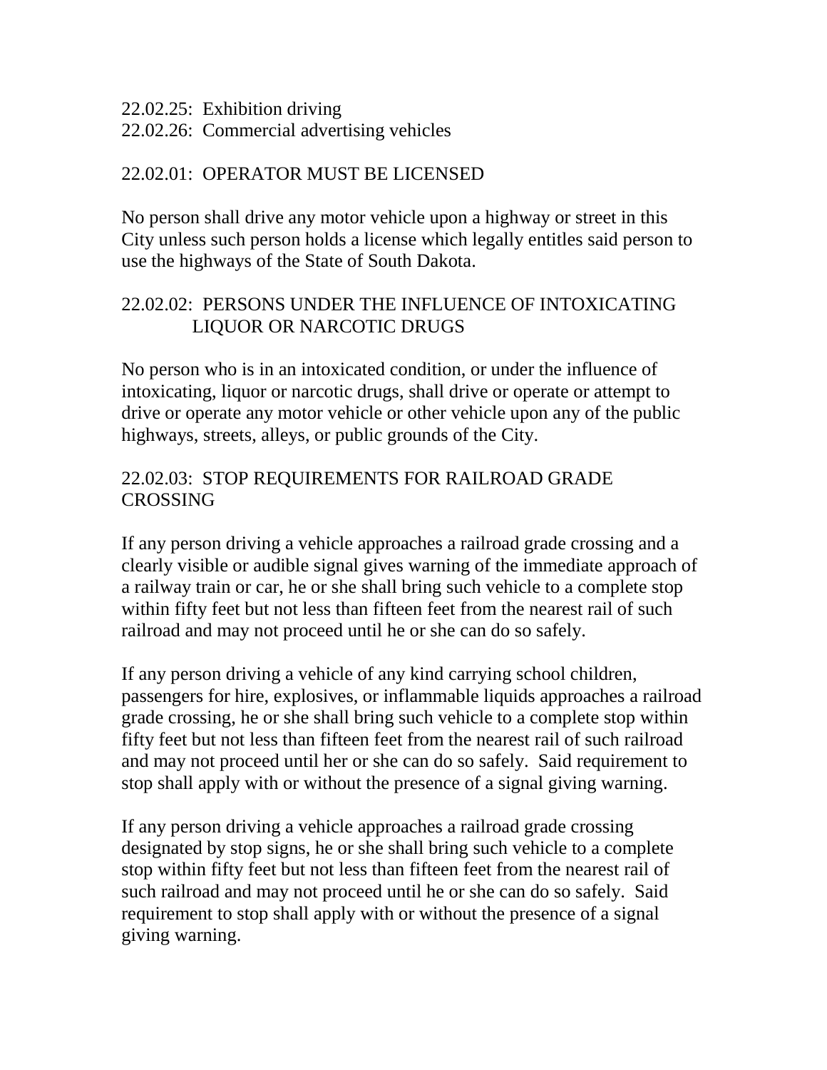22.02.25: Exhibition driving
22.02.26: Commercial advertising vehicles

## 22.02.01: OPERATOR MUST BE LICENSED

No person shall drive any motor vehicle upon a highway or street in this City unless such person holds a license which legally entitles said person to use the highways of the State of South Dakota.

## 22.02.02: PERSONS UNDER THE INFLUENCE OF INTOXICATING LIQUOR OR NARCOTIC DRUGS

No person who is in an intoxicated condition, or under the influence of intoxicating, liquor or narcotic drugs, shall drive or operate or attempt to drive or operate any motor vehicle or other vehicle upon any of the public highways, streets, alleys, or public grounds of the City.

## 22.02.03: STOP REQUIREMENTS FOR RAILROAD GRADE CROSSING

If any person driving a vehicle approaches a railroad grade crossing and a clearly visible or audible signal gives warning of the immediate approach of a railway train or car, he or she shall bring such vehicle to a complete stop within fifty feet but not less than fifteen feet from the nearest rail of such railroad and may not proceed until he or she can do so safely.

If any person driving a vehicle of any kind carrying school children, passengers for hire, explosives, or inflammable liquids approaches a railroad grade crossing, he or she shall bring such vehicle to a complete stop within fifty feet but not less than fifteen feet from the nearest rail of such railroad and may not proceed until her or she can do so safely. Said requirement to stop shall apply with or without the presence of a signal giving warning.

If any person driving a vehicle approaches a railroad grade crossing designated by stop signs, he or she shall bring such vehicle to a complete stop within fifty feet but not less than fifteen feet from the nearest rail of such railroad and may not proceed until he or she can do so safely. Said requirement to stop shall apply with or without the presence of a signal giving warning.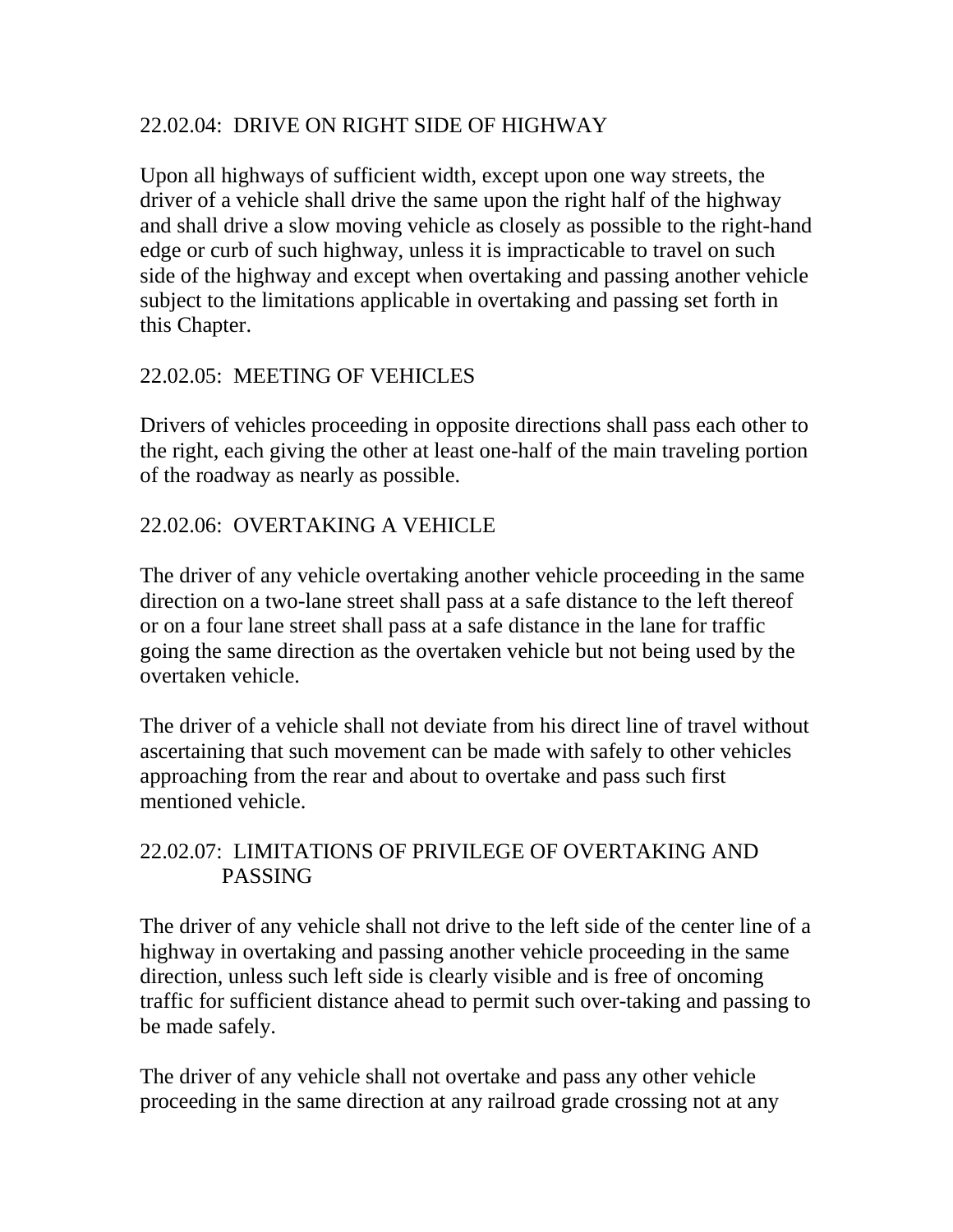## 22.02.04: DRIVE ON RIGHT SIDE OF HIGHWAY

Upon all highways of sufficient width, except upon one way streets, the driver of a vehicle shall drive the same upon the right half of the highway and shall drive a slow moving vehicle as closely as possible to the right-hand edge or curb of such highway, unless it is impracticable to travel on such side of the highway and except when overtaking and passing another vehicle subject to the limitations applicable in overtaking and passing set forth in this Chapter.

## 22.02.05: MEETING OF VEHICLES

Drivers of vehicles proceeding in opposite directions shall pass each other to the right, each giving the other at least one-half of the main traveling portion of the roadway as nearly as possible.

## 22.02.06: OVERTAKING A VEHICLE

The driver of any vehicle overtaking another vehicle proceeding in the same direction on a two-lane street shall pass at a safe distance to the left thereof or on a four lane street shall pass at a safe distance in the lane for traffic going the same direction as the overtaken vehicle but not being used by the overtaken vehicle.

The driver of a vehicle shall not deviate from his direct line of travel without ascertaining that such movement can be made with safely to other vehicles approaching from the rear and about to overtake and pass such first mentioned vehicle.

## 22.02.07: LIMITATIONS OF PRIVILEGE OF OVERTAKING AND PASSING

The driver of any vehicle shall not drive to the left side of the center line of a highway in overtaking and passing another vehicle proceeding in the same direction, unless such left side is clearly visible and is free of oncoming traffic for sufficient distance ahead to permit such over-taking and passing to be made safely.

The driver of any vehicle shall not overtake and pass any other vehicle proceeding in the same direction at any railroad grade crossing not at any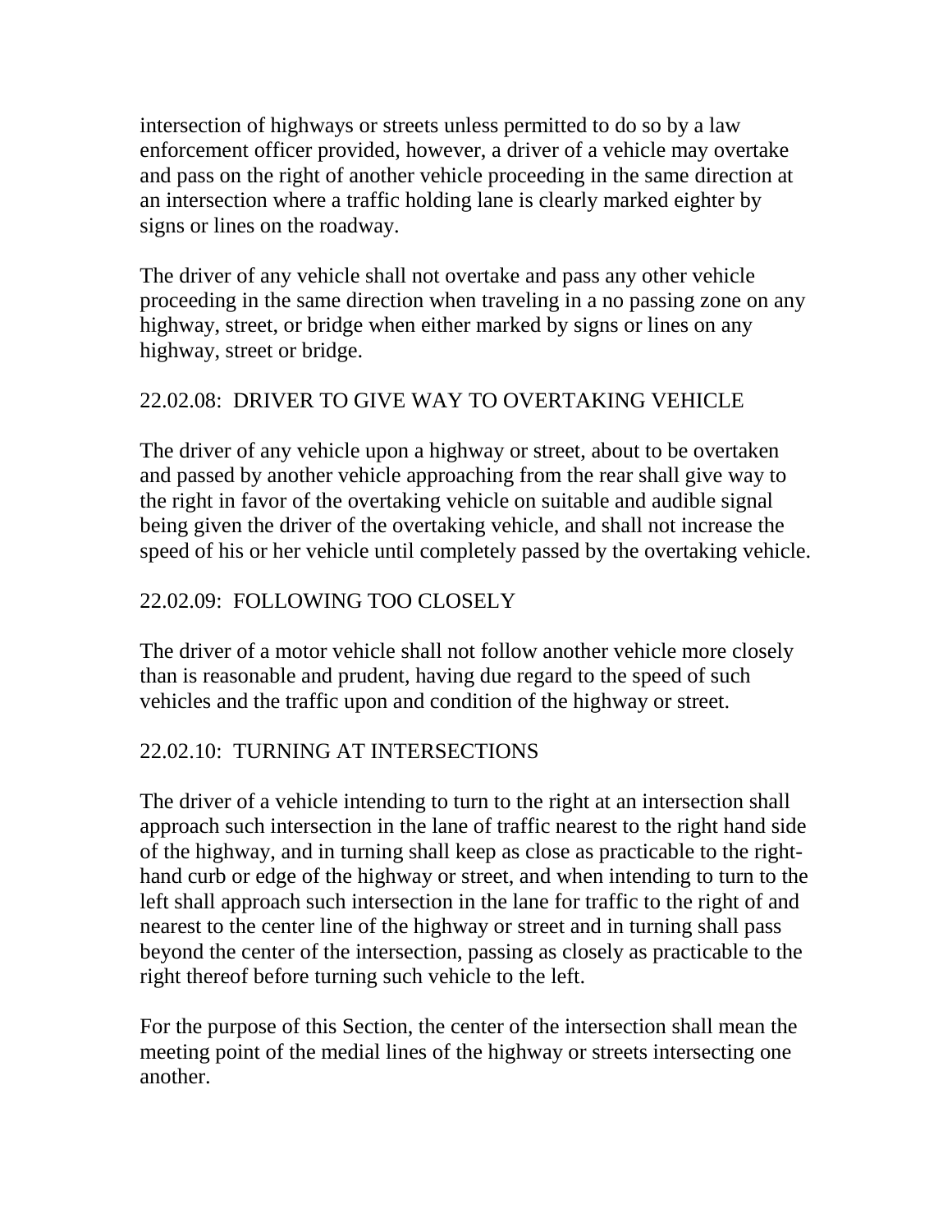intersection of highways or streets unless permitted to do so by a law enforcement officer provided, however, a driver of a vehicle may overtake and pass on the right of another vehicle proceeding in the same direction at an intersection where a traffic holding lane is clearly marked eighter by signs or lines on the roadway.

The driver of any vehicle shall not overtake and pass any other vehicle proceeding in the same direction when traveling in a no passing zone on any highway, street, or bridge when either marked by signs or lines on any highway, street or bridge.

## 22.02.08: DRIVER TO GIVE WAY TO OVERTAKING VEHICLE

The driver of any vehicle upon a highway or street, about to be overtaken and passed by another vehicle approaching from the rear shall give way to the right in favor of the overtaking vehicle on suitable and audible signal being given the driver of the overtaking vehicle, and shall not increase the speed of his or her vehicle until completely passed by the overtaking vehicle.

## 22.02.09: FOLLOWING TOO CLOSELY

The driver of a motor vehicle shall not follow another vehicle more closely than is reasonable and prudent, having due regard to the speed of such vehicles and the traffic upon and condition of the highway or street.

## 22.02.10: TURNING AT INTERSECTIONS

The driver of a vehicle intending to turn to the right at an intersection shall approach such intersection in the lane of traffic nearest to the right hand side of the highway, and in turning shall keep as close as practicable to the right-hand curb or edge of the highway or street, and when intending to turn to the left shall approach such intersection in the lane for traffic to the right of and nearest to the center line of the highway or street and in turning shall pass beyond the center of the intersection, passing as closely as practicable to the right thereof before turning such vehicle to the left.

For the purpose of this Section, the center of the intersection shall mean the meeting point of the medial lines of the highway or streets intersecting one another.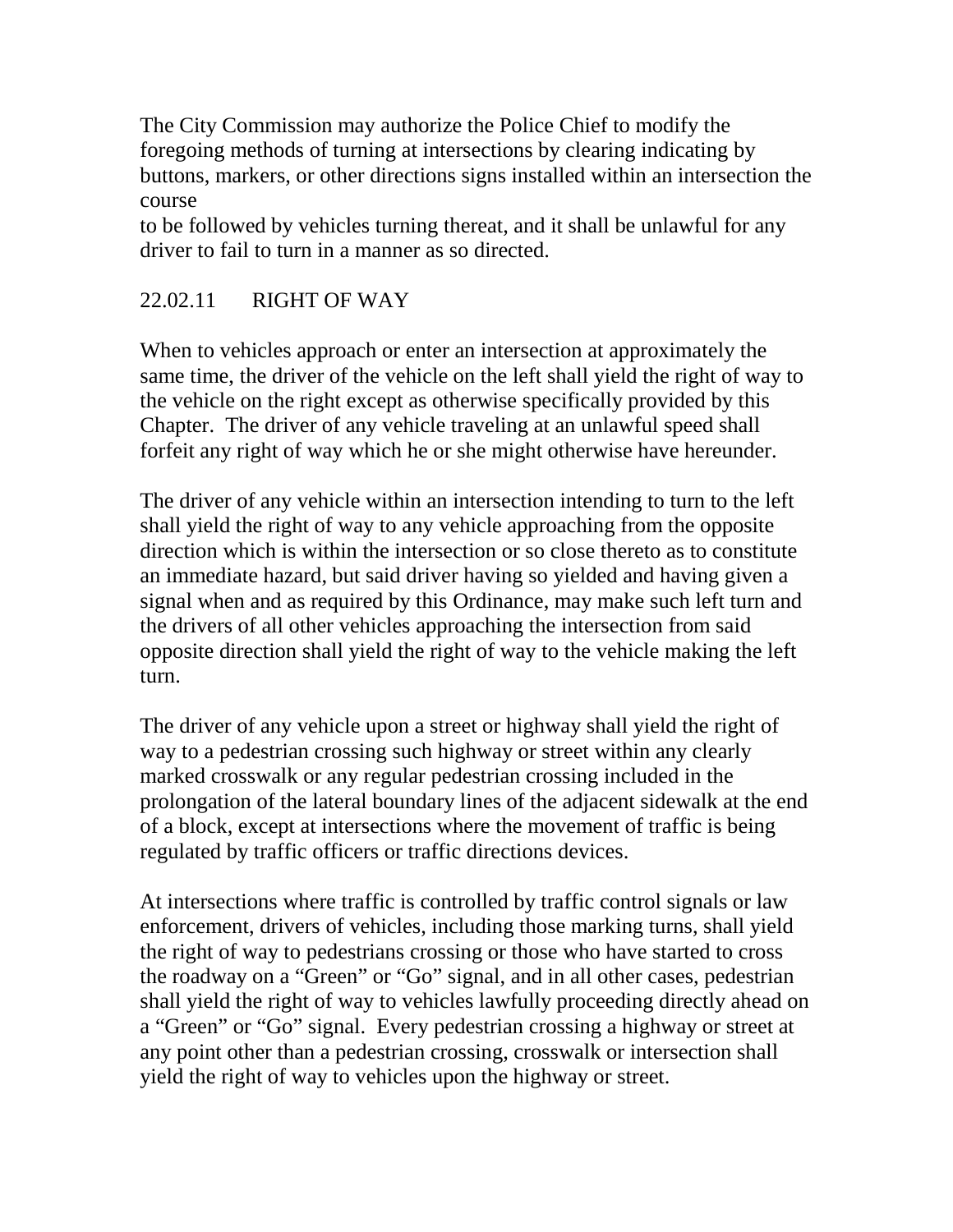The City Commission may authorize the Police Chief to modify the foregoing methods of turning at intersections by clearing indicating by buttons, markers, or other directions signs installed within an intersection the course to be followed by vehicles turning thereat, and it shall be unlawful for any driver to fail to turn in a manner as so directed.

## 22.02.11 RIGHT OF WAY

When to vehicles approach or enter an intersection at approximately the same time, the driver of the vehicle on the left shall yield the right of way to the vehicle on the right except as otherwise specifically provided by this Chapter. The driver of any vehicle traveling at an unlawful speed shall forfeit any right of way which he or she might otherwise have hereunder.

The driver of any vehicle within an intersection intending to turn to the left shall yield the right of way to any vehicle approaching from the opposite direction which is within the intersection or so close thereto as to constitute an immediate hazard, but said driver having so yielded and having given a signal when and as required by this Ordinance, may make such left turn and the drivers of all other vehicles approaching the intersection from said opposite direction shall yield the right of way to the vehicle making the left turn.

The driver of any vehicle upon a street or highway shall yield the right of way to a pedestrian crossing such highway or street within any clearly marked crosswalk or any regular pedestrian crossing included in the prolongation of the lateral boundary lines of the adjacent sidewalk at the end of a block, except at intersections where the movement of traffic is being regulated by traffic officers or traffic directions devices.

At intersections where traffic is controlled by traffic control signals or law enforcement, drivers of vehicles, including those marking turns, shall yield the right of way to pedestrians crossing or those who have started to cross the roadway on a "Green" or "Go" signal, and in all other cases, pedestrian shall yield the right of way to vehicles lawfully proceeding directly ahead on a "Green" or "Go" signal. Every pedestrian crossing a highway or street at any point other than a pedestrian crossing, crosswalk or intersection shall yield the right of way to vehicles upon the highway or street.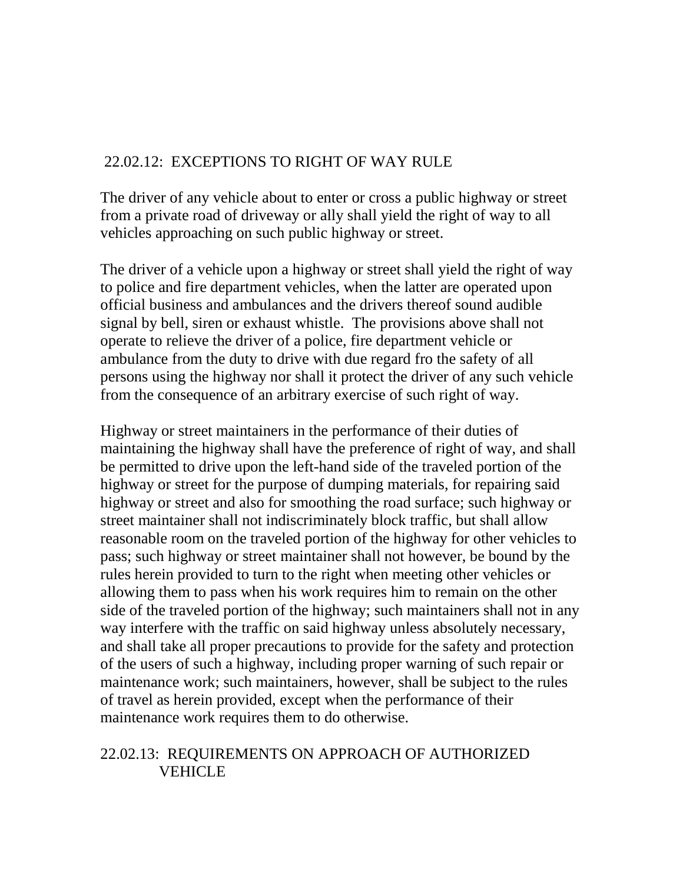## 22.02.12: EXCEPTIONS TO RIGHT OF WAY RULE

The driver of any vehicle about to enter or cross a public highway or street from a private road of driveway or ally shall yield the right of way to all vehicles approaching on such public highway or street.

The driver of a vehicle upon a highway or street shall yield the right of way to police and fire department vehicles, when the latter are operated upon official business and ambulances and the drivers thereof sound audible signal by bell, siren or exhaust whistle. The provisions above shall not operate to relieve the driver of a police, fire department vehicle or ambulance from the duty to drive with due regard fro the safety of all persons using the highway nor shall it protect the driver of any such vehicle from the consequence of an arbitrary exercise of such right of way.

Highway or street maintainers in the performance of their duties of maintaining the highway shall have the preference of right of way, and shall be permitted to drive upon the left-hand side of the traveled portion of the highway or street for the purpose of dumping materials, for repairing said highway or street and also for smoothing the road surface; such highway or street maintainer shall not indiscriminately block traffic, but shall allow reasonable room on the traveled portion of the highway for other vehicles to pass; such highway or street maintainer shall not however, be bound by the rules herein provided to turn to the right when meeting other vehicles or allowing them to pass when his work requires him to remain on the other side of the traveled portion of the highway; such maintainers shall not in any way interfere with the traffic on said highway unless absolutely necessary, and shall take all proper precautions to provide for the safety and protection of the users of such a highway, including proper warning of such repair or maintenance work; such maintainers, however, shall be subject to the rules of travel as herein provided, except when the performance of their maintenance work requires them to do otherwise.

## 22.02.13: REQUIREMENTS ON APPROACH OF AUTHORIZED VEHICLE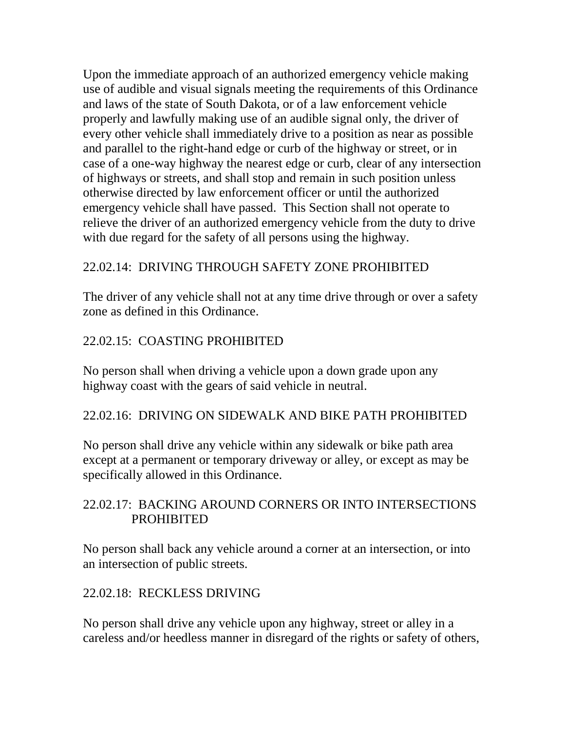Upon the immediate approach of an authorized emergency vehicle making use of audible and visual signals meeting the requirements of this Ordinance and laws of the state of South Dakota, or of a law enforcement vehicle properly and lawfully making use of an audible signal only, the driver of every other vehicle shall immediately drive to a position as near as possible and parallel to the right-hand edge or curb of the highway or street, or in case of a one-way highway the nearest edge or curb, clear of any intersection of highways or streets, and shall stop and remain in such position unless otherwise directed by law enforcement officer or until the authorized emergency vehicle shall have passed. This Section shall not operate to relieve the driver of an authorized emergency vehicle from the duty to drive with due regard for the safety of all persons using the highway.

### 22.02.14: DRIVING THROUGH SAFETY ZONE PROHIBITED

The driver of any vehicle shall not at any time drive through or over a safety zone as defined in this Ordinance.

### 22.02.15: COASTING PROHIBITED

No person shall when driving a vehicle upon a down grade upon any highway coast with the gears of said vehicle in neutral.

### 22.02.16: DRIVING ON SIDEWALK AND BIKE PATH PROHIBITED

No person shall drive any vehicle within any sidewalk or bike path area except at a permanent or temporary driveway or alley, or except as may be specifically allowed in this Ordinance.

### 22.02.17: BACKING AROUND CORNERS OR INTO INTERSECTIONS PROHIBITED

No person shall back any vehicle around a corner at an intersection, or into an intersection of public streets.

### 22.02.18: RECKLESS DRIVING

No person shall drive any vehicle upon any highway, street or alley in a careless and/or heedless manner in disregard of the rights or safety of others,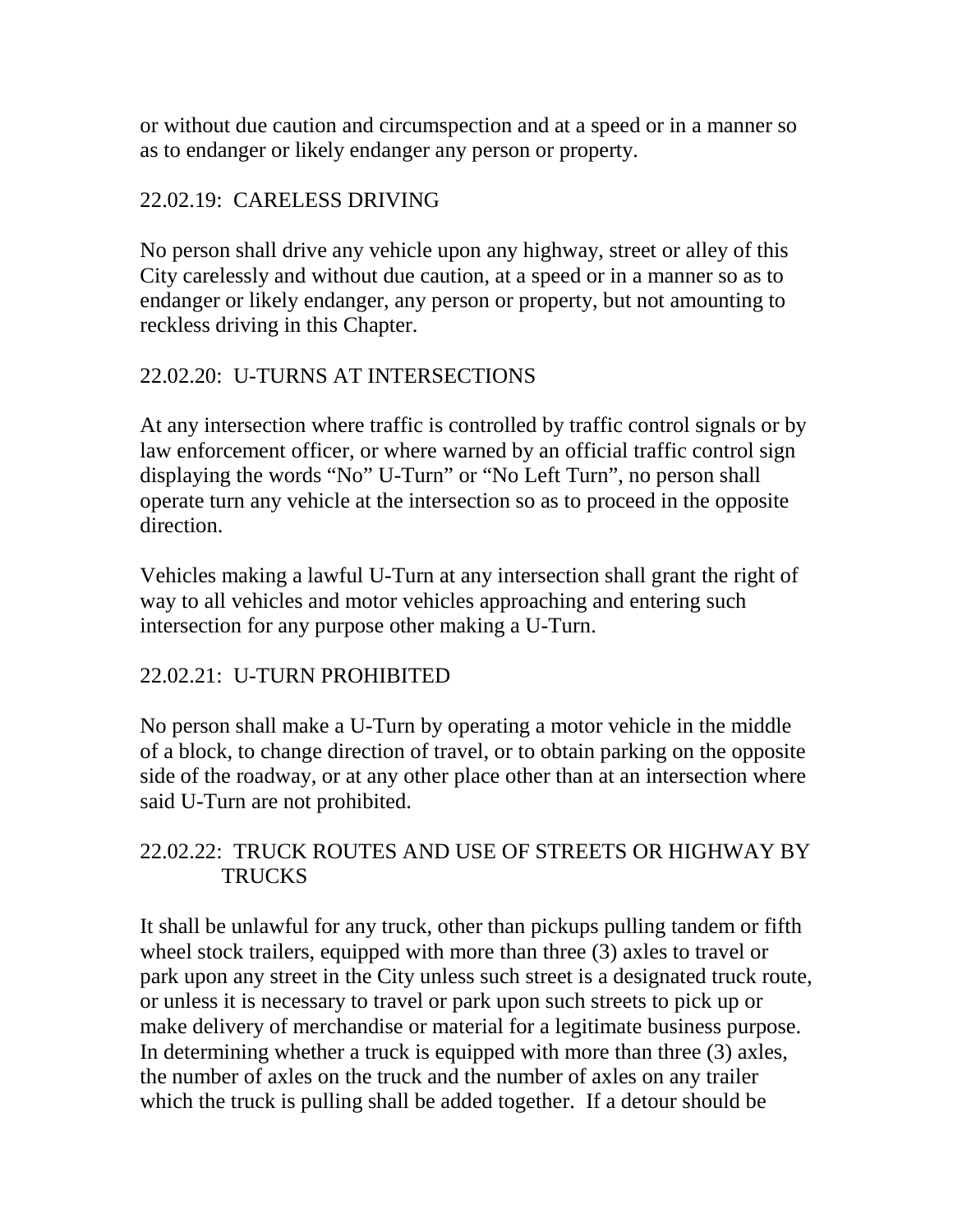or without due caution and circumspection and at a speed or in a manner so as to endanger or likely endanger any person or property.

## 22.02.19: CARELESS DRIVING

No person shall drive any vehicle upon any highway, street or alley of this City carelessly and without due caution, at a speed or in a manner so as to endanger or likely endanger, any person or property, but not amounting to reckless driving in this Chapter.

## 22.02.20: U-TURNS AT INTERSECTIONS

At any intersection where traffic is controlled by traffic control signals or by law enforcement officer, or where warned by an official traffic control sign displaying the words "No" U-Turn" or "No Left Turn", no person shall operate turn any vehicle at the intersection so as to proceed in the opposite direction.

Vehicles making a lawful U-Turn at any intersection shall grant the right of way to all vehicles and motor vehicles approaching and entering such intersection for any purpose other making a U-Turn.

## 22.02.21: U-TURN PROHIBITED

No person shall make a U-Turn by operating a motor vehicle in the middle of a block, to change direction of travel, or to obtain parking on the opposite side of the roadway, or at any other place other than at an intersection where said U-Turn are not prohibited.

## 22.02.22: TRUCK ROUTES AND USE OF STREETS OR HIGHWAY BY TRUCKS

It shall be unlawful for any truck, other than pickups pulling tandem or fifth wheel stock trailers, equipped with more than three (3) axles to travel or park upon any street in the City unless such street is a designated truck route, or unless it is necessary to travel or park upon such streets to pick up or make delivery of merchandise or material for a legitimate business purpose. In determining whether a truck is equipped with more than three (3) axles, the number of axles on the truck and the number of axles on any trailer which the truck is pulling shall be added together. If a detour should be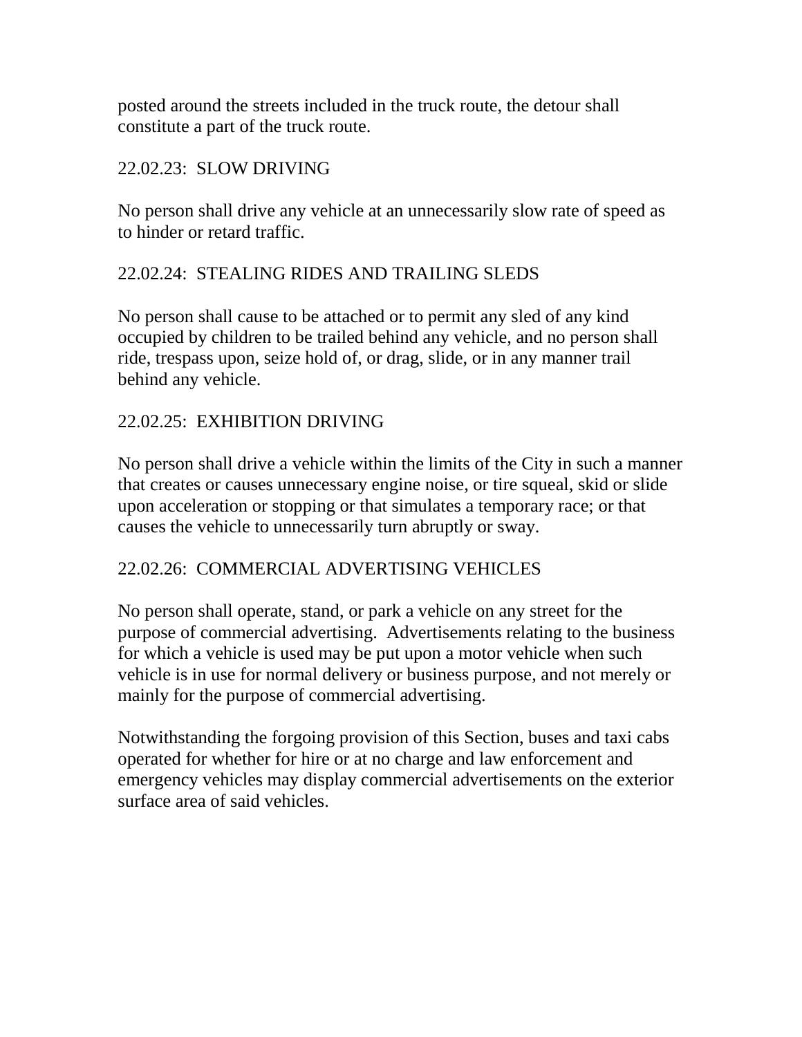posted around the streets included in the truck route, the detour shall constitute a part of the truck route.

## 22.02.23: SLOW DRIVING

No person shall drive any vehicle at an unnecessarily slow rate of speed as to hinder or retard traffic.

## 22.02.24: STEALING RIDES AND TRAILING SLEDS

No person shall cause to be attached or to permit any sled of any kind occupied by children to be trailed behind any vehicle, and no person shall ride, trespass upon, seize hold of, or drag, slide, or in any manner trail behind any vehicle.

## 22.02.25: EXHIBITION DRIVING

No person shall drive a vehicle within the limits of the City in such a manner that creates or causes unnecessary engine noise, or tire squeal, skid or slide upon acceleration or stopping or that simulates a temporary race; or that causes the vehicle to unnecessarily turn abruptly or sway.

## 22.02.26: COMMERCIAL ADVERTISING VEHICLES

No person shall operate, stand, or park a vehicle on any street for the purpose of commercial advertising. Advertisements relating to the business for which a vehicle is used may be put upon a motor vehicle when such vehicle is in use for normal delivery or business purpose, and not merely or mainly for the purpose of commercial advertising.

Notwithstanding the forgoing provision of this Section, buses and taxi cabs operated for whether for hire or at no charge and law enforcement and emergency vehicles may display commercial advertisements on the exterior surface area of said vehicles.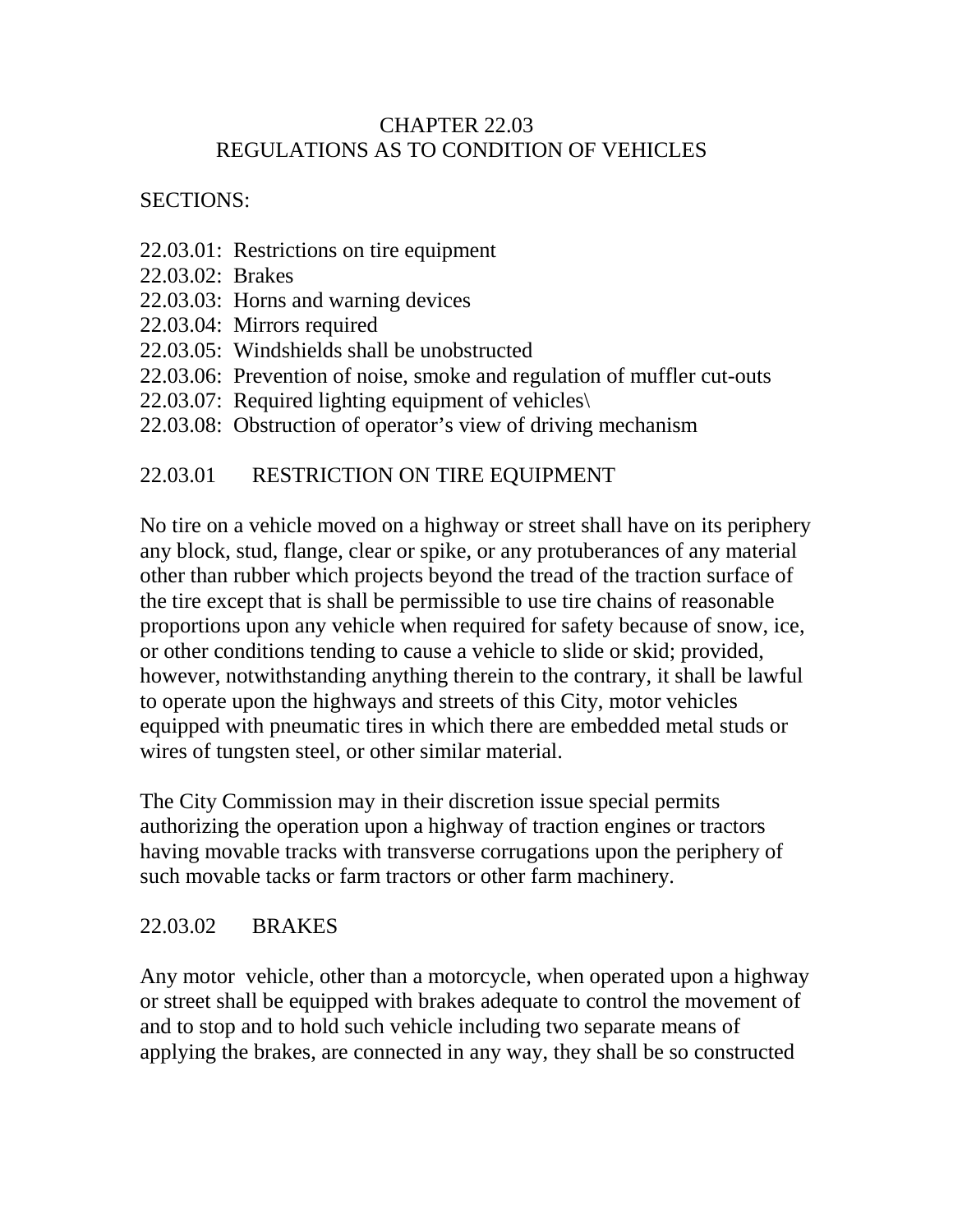# CHAPTER 22.03
# REGULATIONS AS TO CONDITION OF VEHICLES

SECTIONS:

22.03.01: Restrictions on tire equipment
22.03.02: Brakes
22.03.03: Horns and warning devices
22.03.04: Mirrors required
22.03.05: Windshields shall be unobstructed
22.03.06: Prevention of noise, smoke and regulation of muffler cut-outs
22.03.07: Required lighting equipment of vehicles\
22.03.08: Obstruction of operator's view of driving mechanism

## 22.03.01 RESTRICTION ON TIRE EQUIPMENT

No tire on a vehicle moved on a highway or street shall have on its periphery any block, stud, flange, clear or spike, or any protuberances of any material other than rubber which projects beyond the tread of the traction surface of the tire except that is shall be permissible to use tire chains of reasonable proportions upon any vehicle when required for safety because of snow, ice, or other conditions tending to cause a vehicle to slide or skid; provided, however, notwithstanding anything therein to the contrary, it shall be lawful to operate upon the highways and streets of this City, motor vehicles equipped with pneumatic tires in which there are embedded metal studs or wires of tungsten steel, or other similar material.

The City Commission may in their discretion issue special permits authorizing the operation upon a highway of traction engines or tractors having movable tracks with transverse corrugations upon the periphery of such movable tacks or farm tractors or other farm machinery.

## 22.03.02 BRAKES

Any motor vehicle, other than a motorcycle, when operated upon a highway or street shall be equipped with brakes adequate to control the movement of and to stop and to hold such vehicle including two separate means of applying the brakes, are connected in any way, they shall be so constructed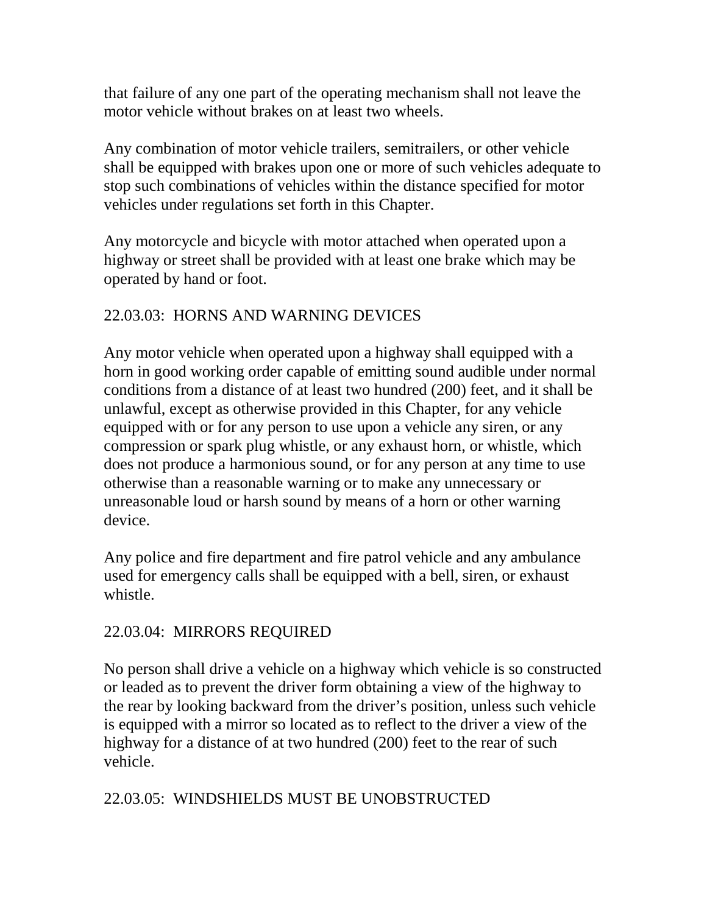that failure of any one part of the operating mechanism shall not leave the motor vehicle without brakes on at least two wheels.

Any combination of motor vehicle trailers, semitrailers, or other vehicle shall be equipped with brakes upon one or more of such vehicles adequate to stop such combinations of vehicles within the distance specified for motor vehicles under regulations set forth in this Chapter.

Any motorcycle and bicycle with motor attached when operated upon a highway or street shall be provided with at least one brake which may be operated by hand or foot.

## 22.03.03: HORNS AND WARNING DEVICES

Any motor vehicle when operated upon a highway shall equipped with a horn in good working order capable of emitting sound audible under normal conditions from a distance of at least two hundred (200) feet, and it shall be unlawful, except as otherwise provided in this Chapter, for any vehicle equipped with or for any person to use upon a vehicle any siren, or any compression or spark plug whistle, or any exhaust horn, or whistle, which does not produce a harmonious sound, or for any person at any time to use otherwise than a reasonable warning or to make any unnecessary or unreasonable loud or harsh sound by means of a horn or other warning device.

Any police and fire department and fire patrol vehicle and any ambulance used for emergency calls shall be equipped with a bell, siren, or exhaust whistle.

## 22.03.04: MIRRORS REQUIRED

No person shall drive a vehicle on a highway which vehicle is so constructed or leaded as to prevent the driver form obtaining a view of the highway to the rear by looking backward from the driver's position, unless such vehicle is equipped with a mirror so located as to reflect to the driver a view of the highway for a distance of at two hundred (200) feet to the rear of such vehicle.

## 22.03.05: WINDSHIELDS MUST BE UNOBSTRUCTED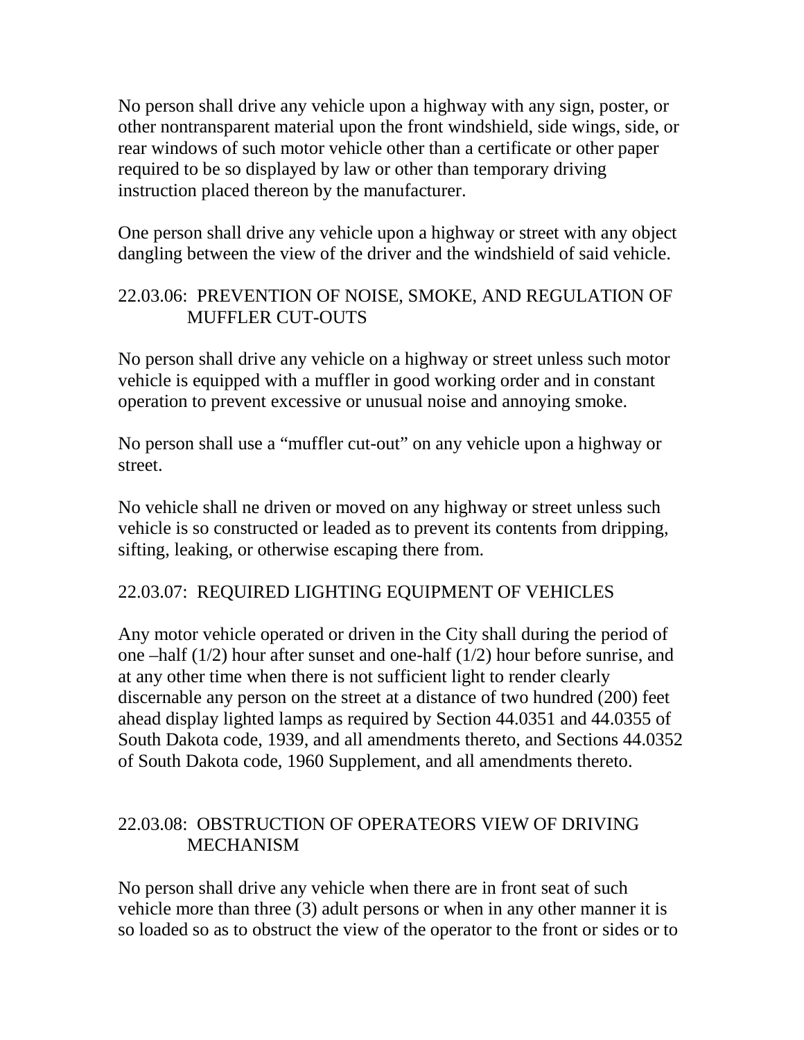No person shall drive any vehicle upon a highway with any sign, poster, or other nontransparent material upon the front windshield, side wings, side, or rear windows of such motor vehicle other than a certificate or other paper required to be so displayed by law or other than temporary driving instruction placed thereon by the manufacturer.

One person shall drive any vehicle upon a highway or street with any object dangling between the view of the driver and the windshield of said vehicle.

## 22.03.06: PREVENTION OF NOISE, SMOKE, AND REGULATION OF MUFFLER CUT-OUTS

No person shall drive any vehicle on a highway or street unless such motor vehicle is equipped with a muffler in good working order and in constant operation to prevent excessive or unusual noise and annoying smoke.

No person shall use a "muffler cut-out" on any vehicle upon a highway or street.

No vehicle shall ne driven or moved on any highway or street unless such vehicle is so constructed or leaded as to prevent its contents from dripping, sifting, leaking, or otherwise escaping there from.

## 22.03.07: REQUIRED LIGHTING EQUIPMENT OF VEHICLES

Any motor vehicle operated or driven in the City shall during the period of one –half (1/2) hour after sunset and one-half (1/2) hour before sunrise, and at any other time when there is not sufficient light to render clearly discernable any person on the street at a distance of two hundred (200) feet ahead display lighted lamps as required by Section 44.0351 and 44.0355 of South Dakota code, 1939, and all amendments thereto, and Sections 44.0352 of South Dakota code, 1960 Supplement, and all amendments thereto.

## 22.03.08: OBSTRUCTION OF OPERATEORS VIEW OF DRIVING MECHANISM

No person shall drive any vehicle when there are in front seat of such vehicle more than three (3) adult persons or when in any other manner it is so loaded so as to obstruct the view of the operator to the front or sides or to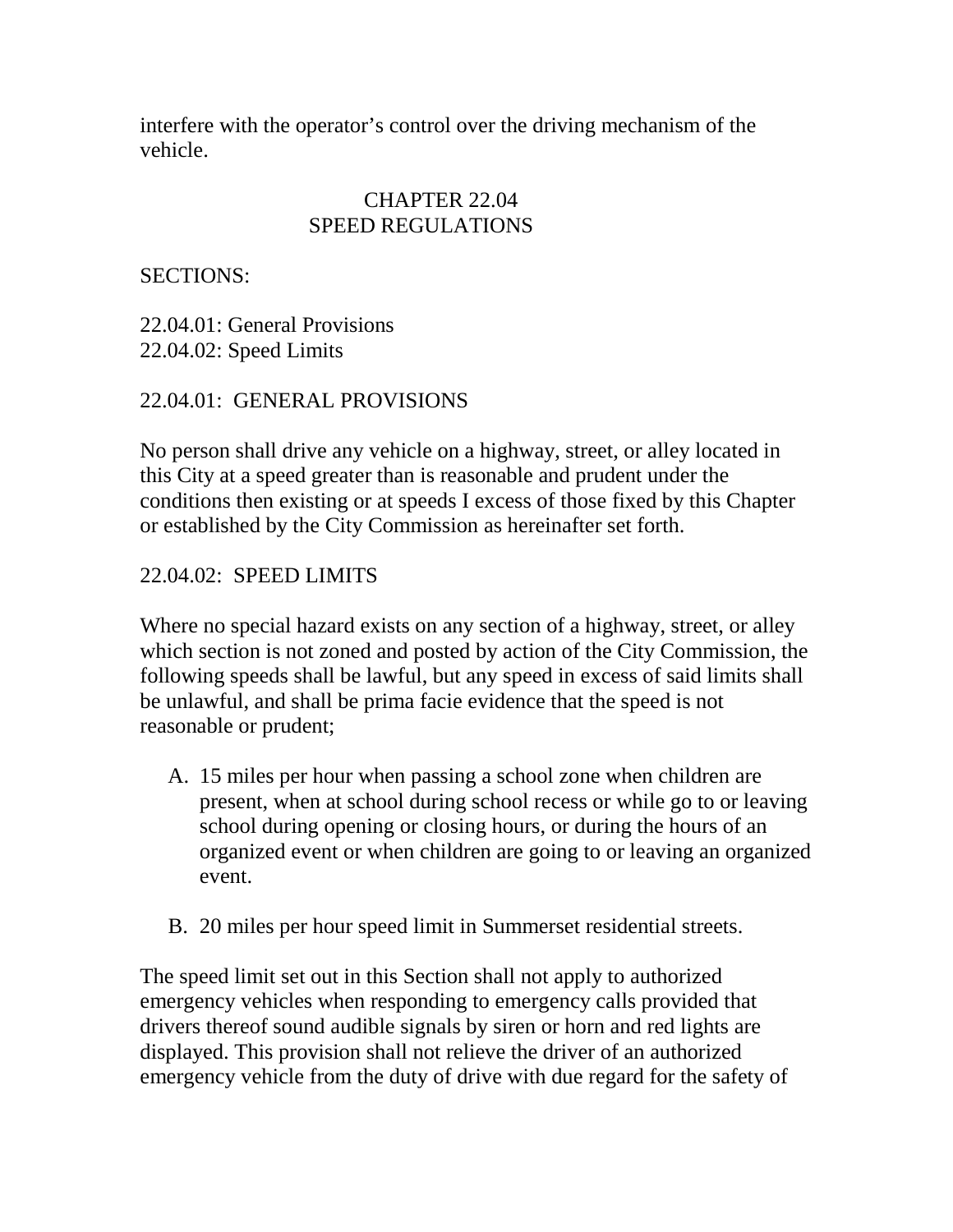interfere with the operator’s control over the driving mechanism of the vehicle.

# CHAPTER 22.04
# SPEED REGULATIONS

SECTIONS:

22.04.01: General Provisions
22.04.02: Speed Limits

## 22.04.01: GENERAL PROVISIONS

No person shall drive any vehicle on a highway, street, or alley located in this City at a speed greater than is reasonable and prudent under the conditions then existing or at speeds I excess of those fixed by this Chapter or established by the City Commission as hereinafter set forth.

## 22.04.02: SPEED LIMITS

Where no special hazard exists on any section of a highway, street, or alley which section is not zoned and posted by action of the City Commission, the following speeds shall be lawful, but any speed in excess of said limits shall be unlawful, and shall be prima facie evidence that the speed is not reasonable or prudent;

A. 15 miles per hour when passing a school zone when children are present, when at school during school recess or while go to or leaving school during opening or closing hours, or during the hours of an organized event or when children are going to or leaving an organized event.

B. 20 miles per hour speed limit in Summerset residential streets.

The speed limit set out in this Section shall not apply to authorized emergency vehicles when responding to emergency calls provided that drivers thereof sound audible signals by siren or horn and red lights are displayed. This provision shall not relieve the driver of an authorized emergency vehicle from the duty of drive with due regard for the safety of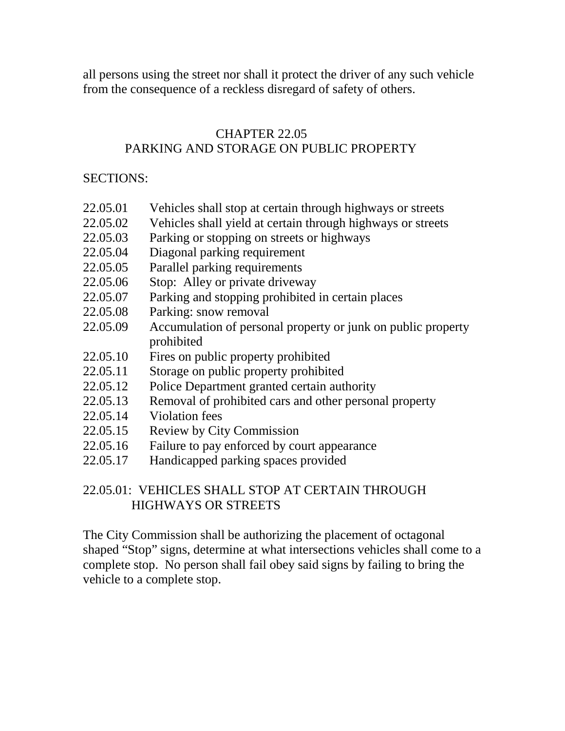all persons using the street nor shall it protect the driver of any such vehicle from the consequence of a reckless disregard of safety of others.

## CHAPTER 22.05
## PARKING AND STORAGE ON PUBLIC PROPERTY

SECTIONS:

| | |
|---|---|
| 22.05.01 | Vehicles shall stop at certain through highways or streets |
| 22.05.02 | Vehicles shall yield at certain through highways or streets |
| 22.05.03 | Parking or stopping on streets or highways |
| 22.05.04 | Diagonal parking requirement |
| 22.05.05 | Parallel parking requirements |
| 22.05.06 | Stop: Alley or private driveway |
| 22.05.07 | Parking and stopping prohibited in certain places |
| 22.05.08 | Parking: snow removal |
| 22.05.09 | Accumulation of personal property or junk on public property prohibited |
| 22.05.10 | Fires on public property prohibited |
| 22.05.11 | Storage on public property prohibited |
| 22.05.12 | Police Department granted certain authority |
| 22.05.13 | Removal of prohibited cars and other personal property |
| 22.05.14 | Violation fees |
| 22.05.15 | Review by City Commission |
| 22.05.16 | Failure to pay enforced by court appearance |
| 22.05.17 | Handicapped parking spaces provided |

### 22.05.01: VEHICLES SHALL STOP AT CERTAIN THROUGH HIGHWAYS OR STREETS

The City Commission shall be authorizing the placement of octagonal shaped "Stop" signs, determine at what intersections vehicles shall come to a complete stop. No person shall fail obey said signs by failing to bring the vehicle to a complete stop.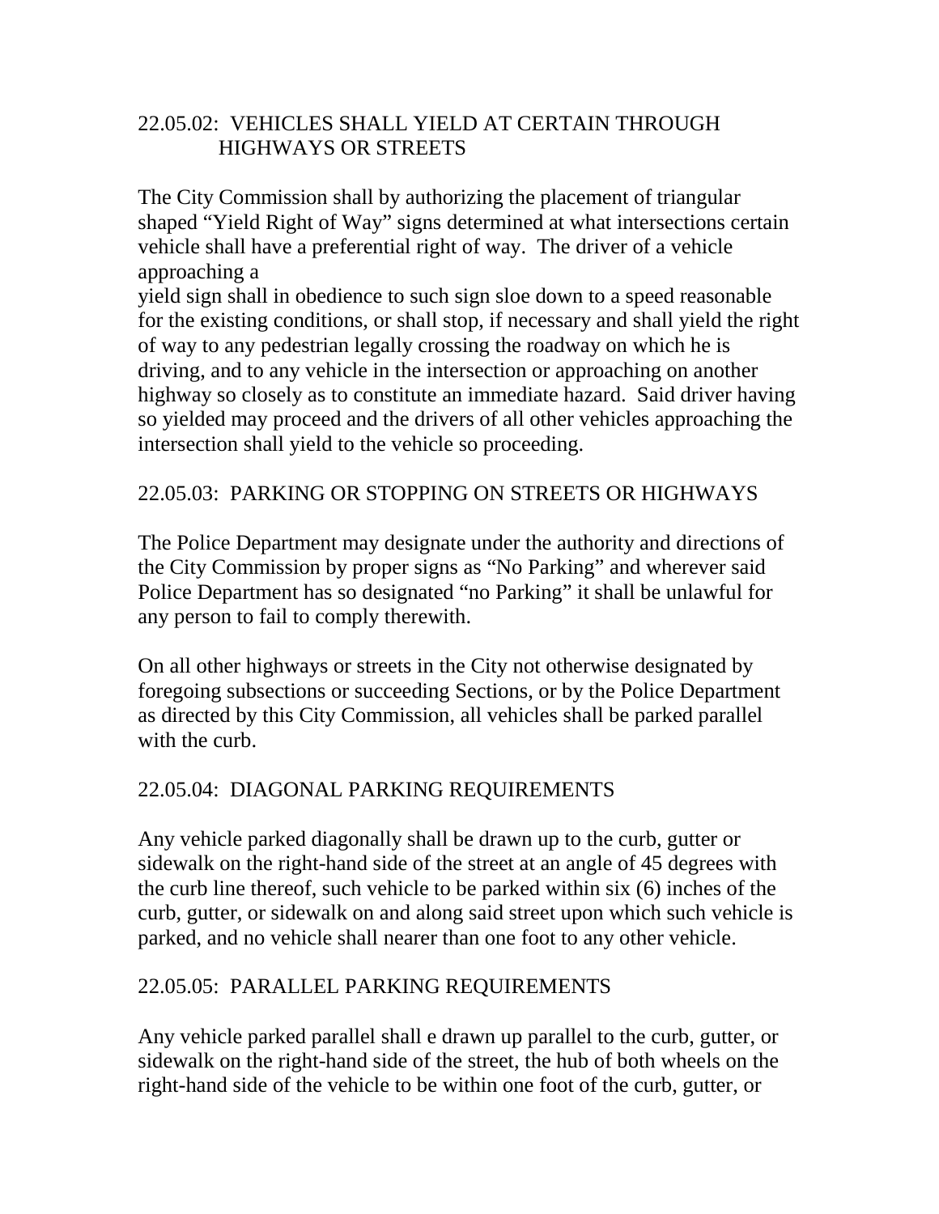## 22.05.02: VEHICLES SHALL YIELD AT CERTAIN THROUGH HIGHWAYS OR STREETS

The City Commission shall by authorizing the placement of triangular shaped "Yield Right of Way" signs determined at what intersections certain vehicle shall have a preferential right of way. The driver of a vehicle approaching a
yield sign shall in obedience to such sign sloe down to a speed reasonable for the existing conditions, or shall stop, if necessary and shall yield the right of way to any pedestrian legally crossing the roadway on which he is driving, and to any vehicle in the intersection or approaching on another highway so closely as to constitute an immediate hazard. Said driver having so yielded may proceed and the drivers of all other vehicles approaching the intersection shall yield to the vehicle so proceeding.

## 22.05.03: PARKING OR STOPPING ON STREETS OR HIGHWAYS

The Police Department may designate under the authority and directions of the City Commission by proper signs as "No Parking" and wherever said Police Department has so designated "no Parking" it shall be unlawful for any person to fail to comply therewith.

On all other highways or streets in the City not otherwise designated by foregoing subsections or succeeding Sections, or by the Police Department as directed by this City Commission, all vehicles shall be parked parallel with the curb.

## 22.05.04: DIAGONAL PARKING REQUIREMENTS

Any vehicle parked diagonally shall be drawn up to the curb, gutter or sidewalk on the right-hand side of the street at an angle of 45 degrees with the curb line thereof, such vehicle to be parked within six (6) inches of the curb, gutter, or sidewalk on and along said street upon which such vehicle is parked, and no vehicle shall nearer than one foot to any other vehicle.

## 22.05.05: PARALLEL PARKING REQUIREMENTS

Any vehicle parked parallel shall e drawn up parallel to the curb, gutter, or sidewalk on the right-hand side of the street, the hub of both wheels on the right-hand side of the vehicle to be within one foot of the curb, gutter, or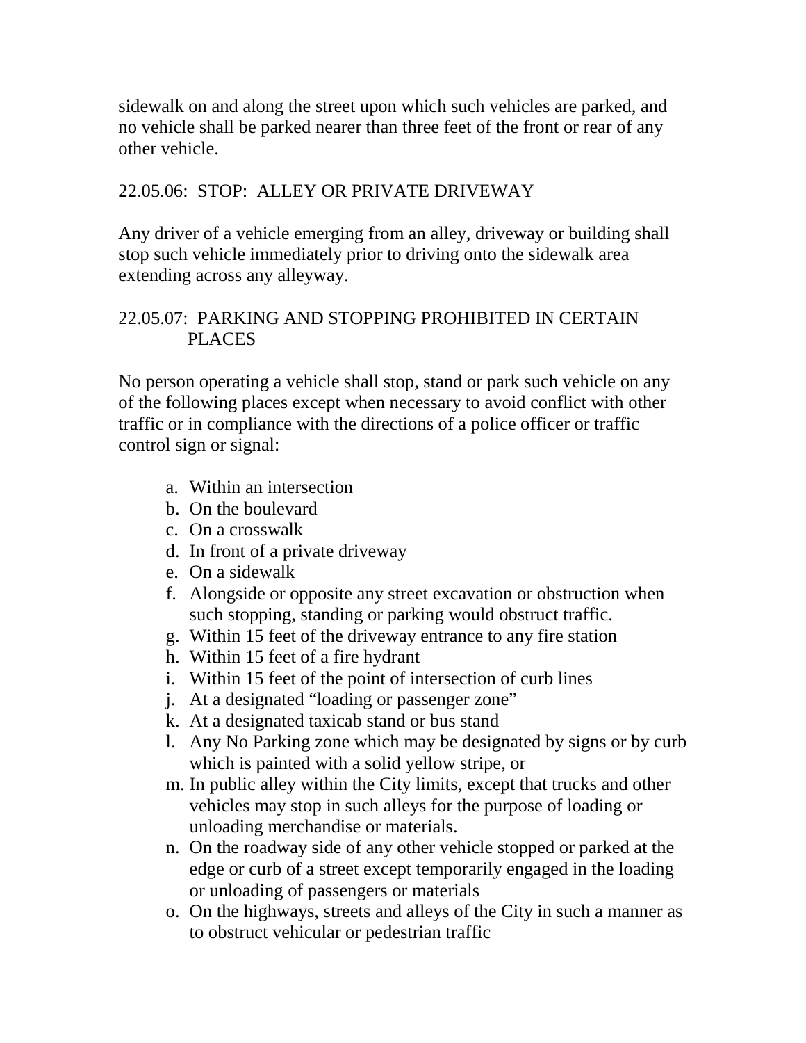sidewalk on and along the street upon which such vehicles are parked, and no vehicle shall be parked nearer than three feet of the front or rear of any other vehicle.

### 22.05.06: STOP: ALLEY OR PRIVATE DRIVEWAY

Any driver of a vehicle emerging from an alley, driveway or building shall stop such vehicle immediately prior to driving onto the sidewalk area extending across any alleyway.

### 22.05.07: PARKING AND STOPPING PROHIBITED IN CERTAIN PLACES

No person operating a vehicle shall stop, stand or park such vehicle on any of the following places except when necessary to avoid conflict with other traffic or in compliance with the directions of a police officer or traffic control sign or signal:

a. Within an intersection
b. On the boulevard
c. On a crosswalk
d. In front of a private driveway
e. On a sidewalk
f. Alongside or opposite any street excavation or obstruction when such stopping, standing or parking would obstruct traffic.
g. Within 15 feet of the driveway entrance to any fire station
h. Within 15 feet of a fire hydrant
i. Within 15 feet of the point of intersection of curb lines
j. At a designated "loading or passenger zone"
k. At a designated taxicab stand or bus stand
l. Any No Parking zone which may be designated by signs or by curb which is painted with a solid yellow stripe, or
m. In public alley within the City limits, except that trucks and other vehicles may stop in such alleys for the purpose of loading or unloading merchandise or materials.
n. On the roadway side of any other vehicle stopped or parked at the edge or curb of a street except temporarily engaged in the loading or unloading of passengers or materials
o. On the highways, streets and alleys of the City in such a manner as to obstruct vehicular or pedestrian traffic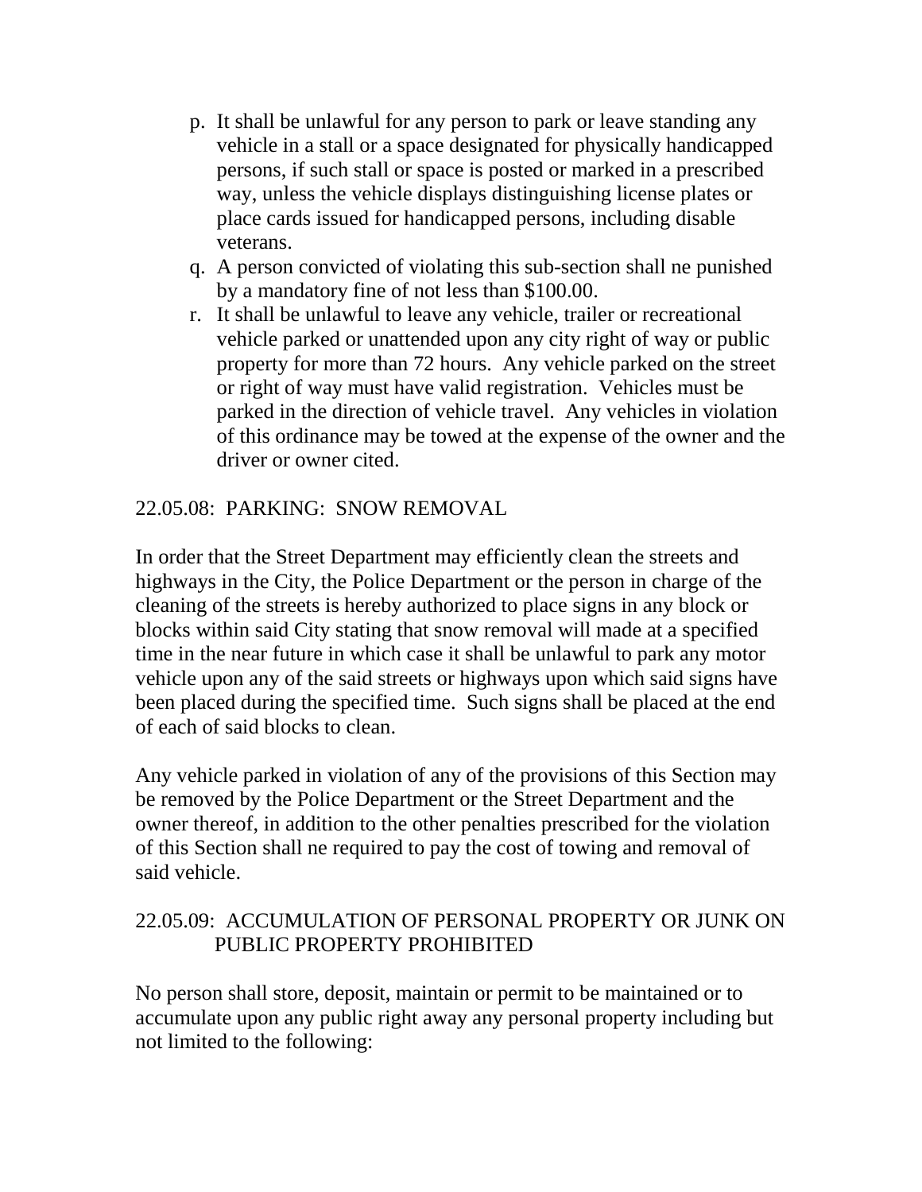p. It shall be unlawful for any person to park or leave standing any vehicle in a stall or a space designated for physically handicapped persons, if such stall or space is posted or marked in a prescribed way, unless the vehicle displays distinguishing license plates or place cards issued for handicapped persons, including disable veterans.
q. A person convicted of violating this sub-section shall ne punished by a mandatory fine of not less than $100.00.
r. It shall be unlawful to leave any vehicle, trailer or recreational vehicle parked or unattended upon any city right of way or public property for more than 72 hours. Any vehicle parked on the street or right of way must have valid registration. Vehicles must be parked in the direction of vehicle travel. Any vehicles in violation of this ordinance may be towed at the expense of the owner and the driver or owner cited.

## 22.05.08: PARKING: SNOW REMOVAL

In order that the Street Department may efficiently clean the streets and highways in the City, the Police Department or the person in charge of the cleaning of the streets is hereby authorized to place signs in any block or blocks within said City stating that snow removal will made at a specified time in the near future in which case it shall be unlawful to park any motor vehicle upon any of the said streets or highways upon which said signs have been placed during the specified time. Such signs shall be placed at the end of each of said blocks to clean.

Any vehicle parked in violation of any of the provisions of this Section may be removed by the Police Department or the Street Department and the owner thereof, in addition to the other penalties prescribed for the violation of this Section shall ne required to pay the cost of towing and removal of said vehicle.

## 22.05.09: ACCUMULATION OF PERSONAL PROPERTY OR JUNK ON PUBLIC PROPERTY PROHIBITED

No person shall store, deposit, maintain or permit to be maintained or to accumulate upon any public right away any personal property including but not limited to the following: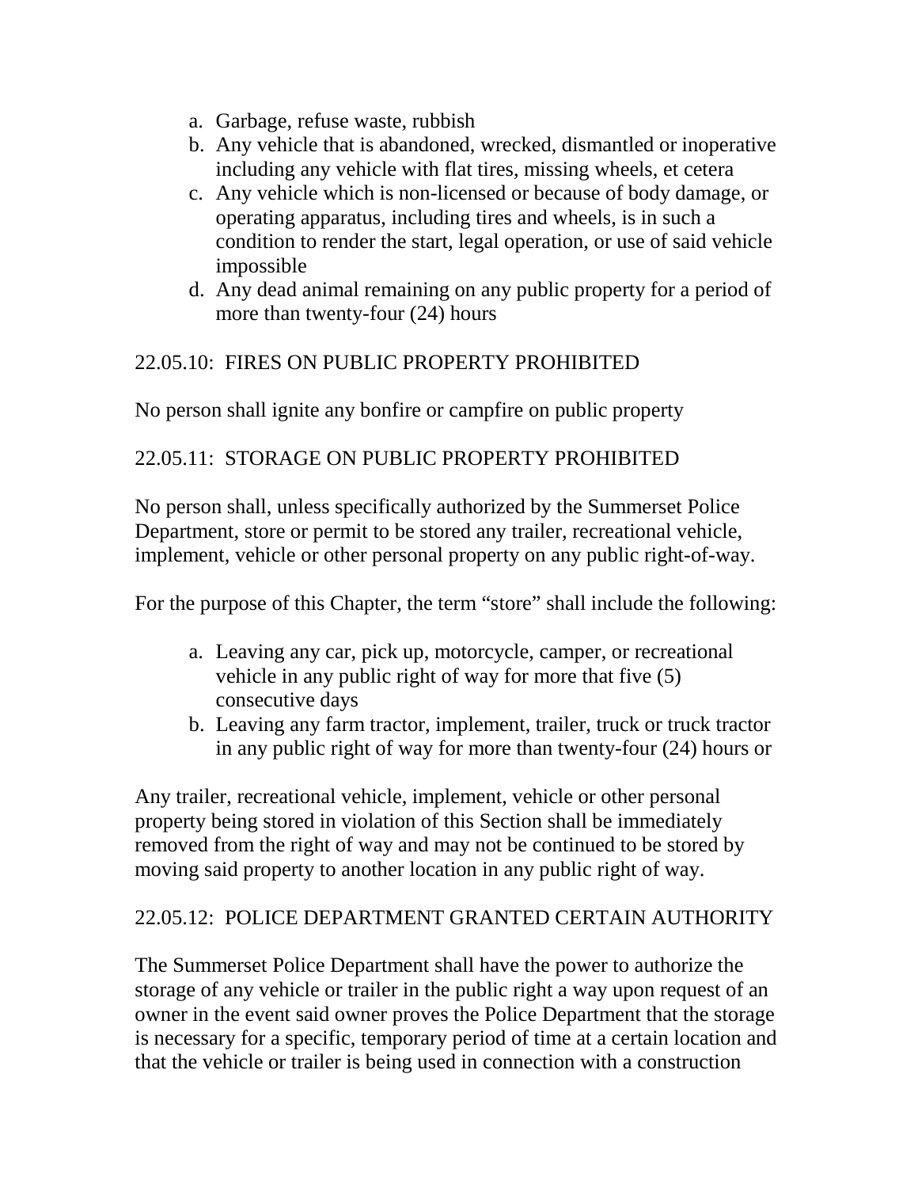a. Garbage, refuse waste, rubbish
b. Any vehicle that is abandoned, wrecked, dismantled or inoperative including any vehicle with flat tires, missing wheels, et cetera
c. Any vehicle which is non-licensed or because of body damage, or operating apparatus, including tires and wheels, is in such a condition to render the start, legal operation, or use of said vehicle impossible
d. Any dead animal remaining on any public property for a period of more than twenty-four (24) hours

22.05.10: FIRES ON PUBLIC PROPERTY PROHIBITED

No person shall ignite any bonfire or campfire on public property

22.05.11: STORAGE ON PUBLIC PROPERTY PROHIBITED

No person shall, unless specifically authorized by the Summerset Police Department, store or permit to be stored any trailer, recreational vehicle, implement, vehicle or other personal property on any public right-of-way.

For the purpose of this Chapter, the term “store” shall include the following:

a. Leaving any car, pick up, motorcycle, camper, or recreational vehicle in any public right of way for more that five (5) consecutive days
b. Leaving any farm tractor, implement, trailer, truck or truck tractor in any public right of way for more than twenty-four (24) hours or

Any trailer, recreational vehicle, implement, vehicle or other personal property being stored in violation of this Section shall be immediately removed from the right of way and may not be continued to be stored by moving said property to another location in any public right of way.

22.05.12: POLICE DEPARTMENT GRANTED CERTAIN AUTHORITY

The Summerset Police Department shall have the power to authorize the storage of any vehicle or trailer in the public right a way upon request of an owner in the event said owner proves the Police Department that the storage is necessary for a specific, temporary period of time at a certain location and that the vehicle or trailer is being used in connection with a construction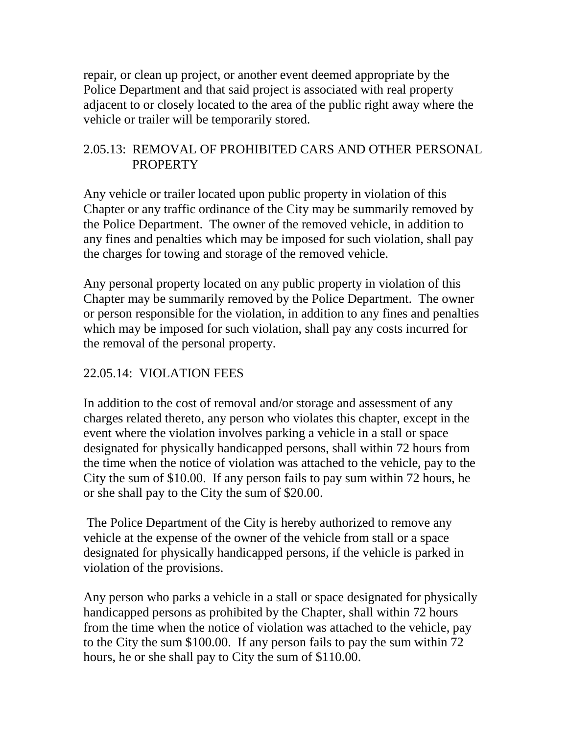repair, or clean up project, or another event deemed appropriate by the Police Department and that said project is associated with real property adjacent to or closely located to the area of the public right away where the vehicle or trailer will be temporarily stored.

## 2.05.13: REMOVAL OF PROHIBITED CARS AND OTHER PERSONAL PROPERTY

Any vehicle or trailer located upon public property in violation of this Chapter or any traffic ordinance of the City may be summarily removed by the Police Department. The owner of the removed vehicle, in addition to any fines and penalties which may be imposed for such violation, shall pay the charges for towing and storage of the removed vehicle.

Any personal property located on any public property in violation of this Chapter may be summarily removed by the Police Department. The owner or person responsible for the violation, in addition to any fines and penalties which may be imposed for such violation, shall pay any costs incurred for the removal of the personal property.

## 22.05.14: VIOLATION FEES

In addition to the cost of removal and/or storage and assessment of any charges related thereto, any person who violates this chapter, except in the event where the violation involves parking a vehicle in a stall or space designated for physically handicapped persons, shall within 72 hours from the time when the notice of violation was attached to the vehicle, pay to the City the sum of $10.00. If any person fails to pay sum within 72 hours, he or she shall pay to the City the sum of $20.00.

The Police Department of the City is hereby authorized to remove any vehicle at the expense of the owner of the vehicle from stall or a space designated for physically handicapped persons, if the vehicle is parked in violation of the provisions.

Any person who parks a vehicle in a stall or space designated for physically handicapped persons as prohibited by the Chapter, shall within 72 hours from the time when the notice of violation was attached to the vehicle, pay to the City the sum $100.00. If any person fails to pay the sum within 72 hours, he or she shall pay to City the sum of $110.00.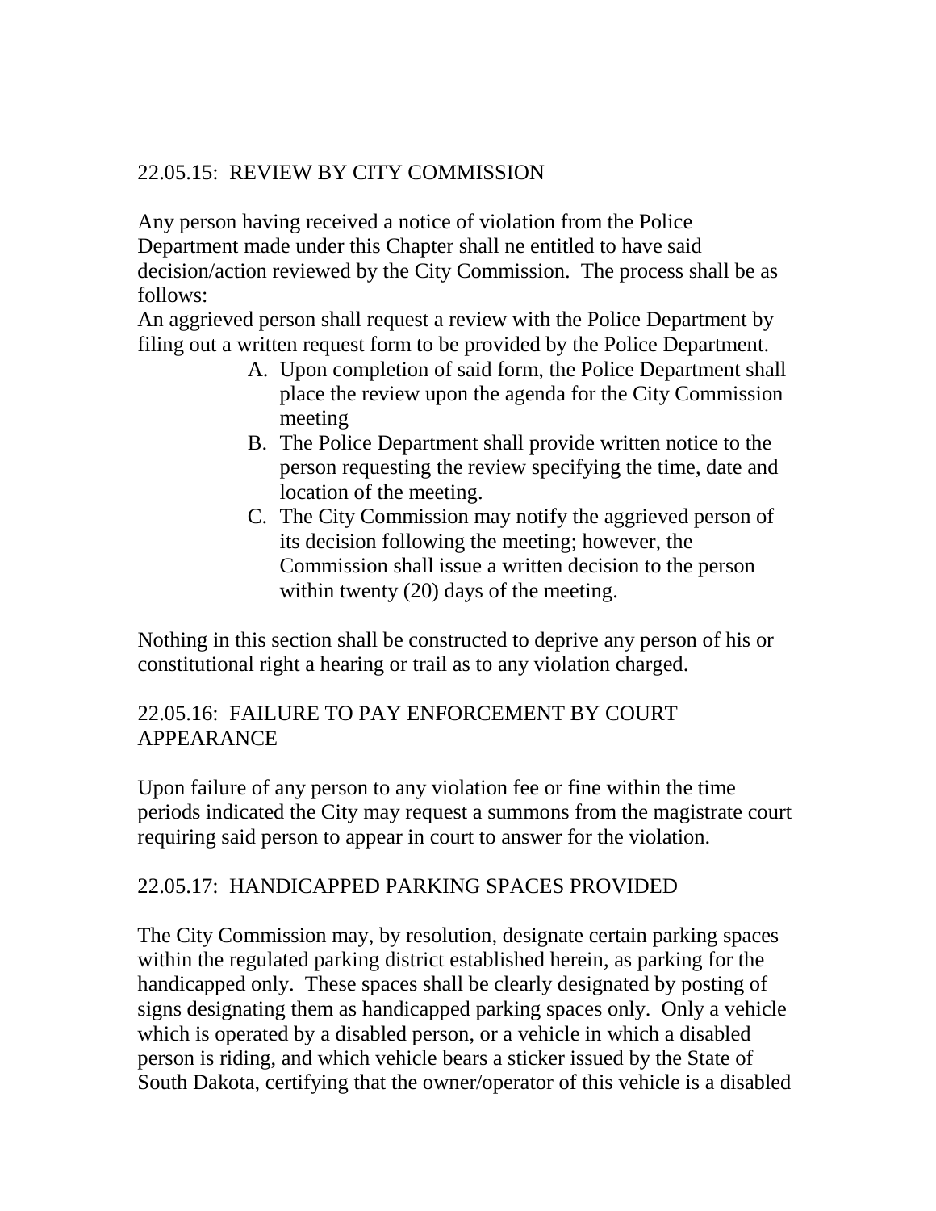## 22.05.15: REVIEW BY CITY COMMISSION

Any person having received a notice of violation from the Police Department made under this Chapter shall ne entitled to have said decision/action reviewed by the City Commission. The process shall be as follows:
An aggrieved person shall request a review with the Police Department by filing out a written request form to be provided by the Police Department.

A. Upon completion of said form, the Police Department shall place the review upon the agenda for the City Commission meeting
B. The Police Department shall provide written notice to the person requesting the review specifying the time, date and location of the meeting.
C. The City Commission may notify the aggrieved person of its decision following the meeting; however, the Commission shall issue a written decision to the person within twenty (20) days of the meeting.

Nothing in this section shall be constructed to deprive any person of his or constitutional right a hearing or trail as to any violation charged.

## 22.05.16: FAILURE TO PAY ENFORCEMENT BY COURT APPEARANCE

Upon failure of any person to any violation fee or fine within the time periods indicated the City may request a summons from the magistrate court requiring said person to appear in court to answer for the violation.

## 22.05.17: HANDICAPPED PARKING SPACES PROVIDED

The City Commission may, by resolution, designate certain parking spaces within the regulated parking district established herein, as parking for the handicapped only. These spaces shall be clearly designated by posting of signs designating them as handicapped parking spaces only. Only a vehicle which is operated by a disabled person, or a vehicle in which a disabled person is riding, and which vehicle bears a sticker issued by the State of South Dakota, certifying that the owner/operator of this vehicle is a disabled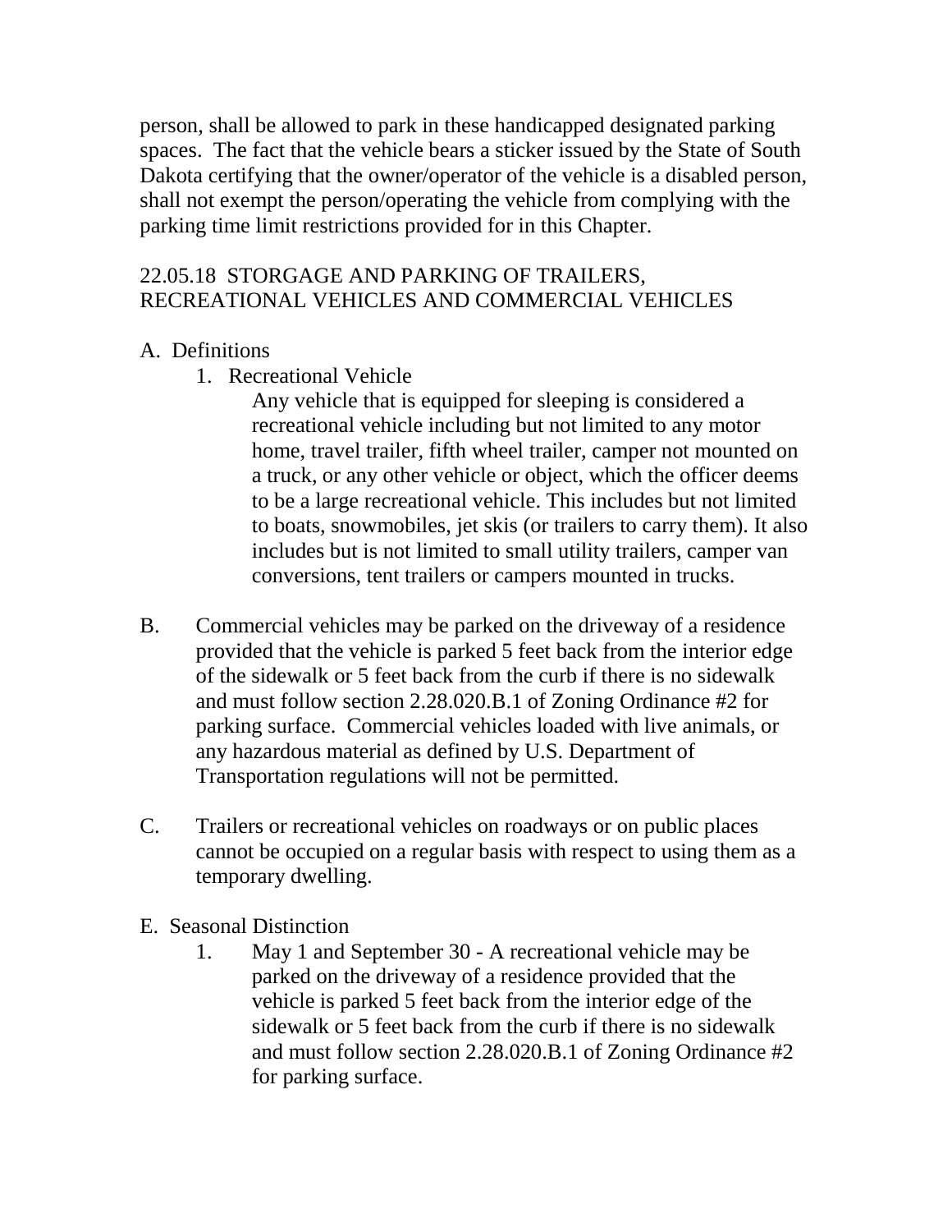person, shall be allowed to park in these handicapped designated parking spaces. The fact that the vehicle bears a sticker issued by the State of South Dakota certifying that the owner/operator of the vehicle is a disabled person, shall not exempt the person/operating the vehicle from complying with the parking time limit restrictions provided for in this Chapter.

## 22.05.18 STORGAGE AND PARKING OF TRAILERS, RECREATIONAL VEHICLES AND COMMERCIAL VEHICLES

A. Definitions

1. Recreational Vehicle

   Any vehicle that is equipped for sleeping is considered a recreational vehicle including but not limited to any motor home, travel trailer, fifth wheel trailer, camper not mounted on a truck, or any other vehicle or object, which the officer deems to be a large recreational vehicle. This includes but not limited to boats, snowmobiles, jet skis (or trailers to carry them). It also includes but is not limited to small utility trailers, camper van conversions, tent trailers or campers mounted in trucks.

B. Commercial vehicles may be parked on the driveway of a residence provided that the vehicle is parked 5 feet back from the interior edge of the sidewalk or 5 feet back from the curb if there is no sidewalk and must follow section 2.28.020.B.1 of Zoning Ordinance #2 for parking surface. Commercial vehicles loaded with live animals, or any hazardous material as defined by U.S. Department of Transportation regulations will not be permitted.

C. Trailers or recreational vehicles on roadways or on public places cannot be occupied on a regular basis with respect to using them as a temporary dwelling.

E. Seasonal Distinction

1. May 1 and September 30 - A recreational vehicle may be parked on the driveway of a residence provided that the vehicle is parked 5 feet back from the interior edge of the sidewalk or 5 feet back from the curb if there is no sidewalk and must follow section 2.28.020.B.1 of Zoning Ordinance #2 for parking surface.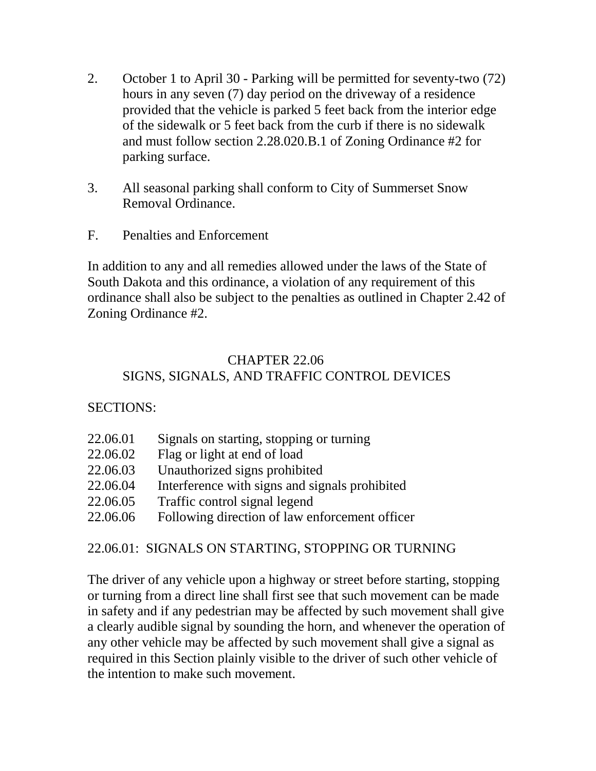2. October 1 to April 30 - Parking will be permitted for seventy-two (72) hours in any seven (7) day period on the driveway of a residence provided that the vehicle is parked 5 feet back from the interior edge of the sidewalk or 5 feet back from the curb if there is no sidewalk and must follow section 2.28.020.B.1 of Zoning Ordinance #2 for parking surface.

3. All seasonal parking shall conform to City of Summerset Snow Removal Ordinance.

F. Penalties and Enforcement

In addition to any and all remedies allowed under the laws of the State of South Dakota and this ordinance, a violation of any requirement of this ordinance shall also be subject to the penalties as outlined in Chapter 2.42 of Zoning Ordinance #2.

## CHAPTER 22.06
## SIGNS, SIGNALS, AND TRAFFIC CONTROL DEVICES

SECTIONS:

22.06.01 Signals on starting, stopping or turning
22.06.02 Flag or light at end of load
22.06.03 Unauthorized signs prohibited
22.06.04 Interference with signs and signals prohibited
22.06.05 Traffic control signal legend
22.06.06 Following direction of law enforcement officer

### 22.06.01: SIGNALS ON STARTING, STOPPING OR TURNING

The driver of any vehicle upon a highway or street before starting, stopping or turning from a direct line shall first see that such movement can be made in safety and if any pedestrian may be affected by such movement shall give a clearly audible signal by sounding the horn, and whenever the operation of any other vehicle may be affected by such movement shall give a signal as required in this Section plainly visible to the driver of such other vehicle of the intention to make such movement.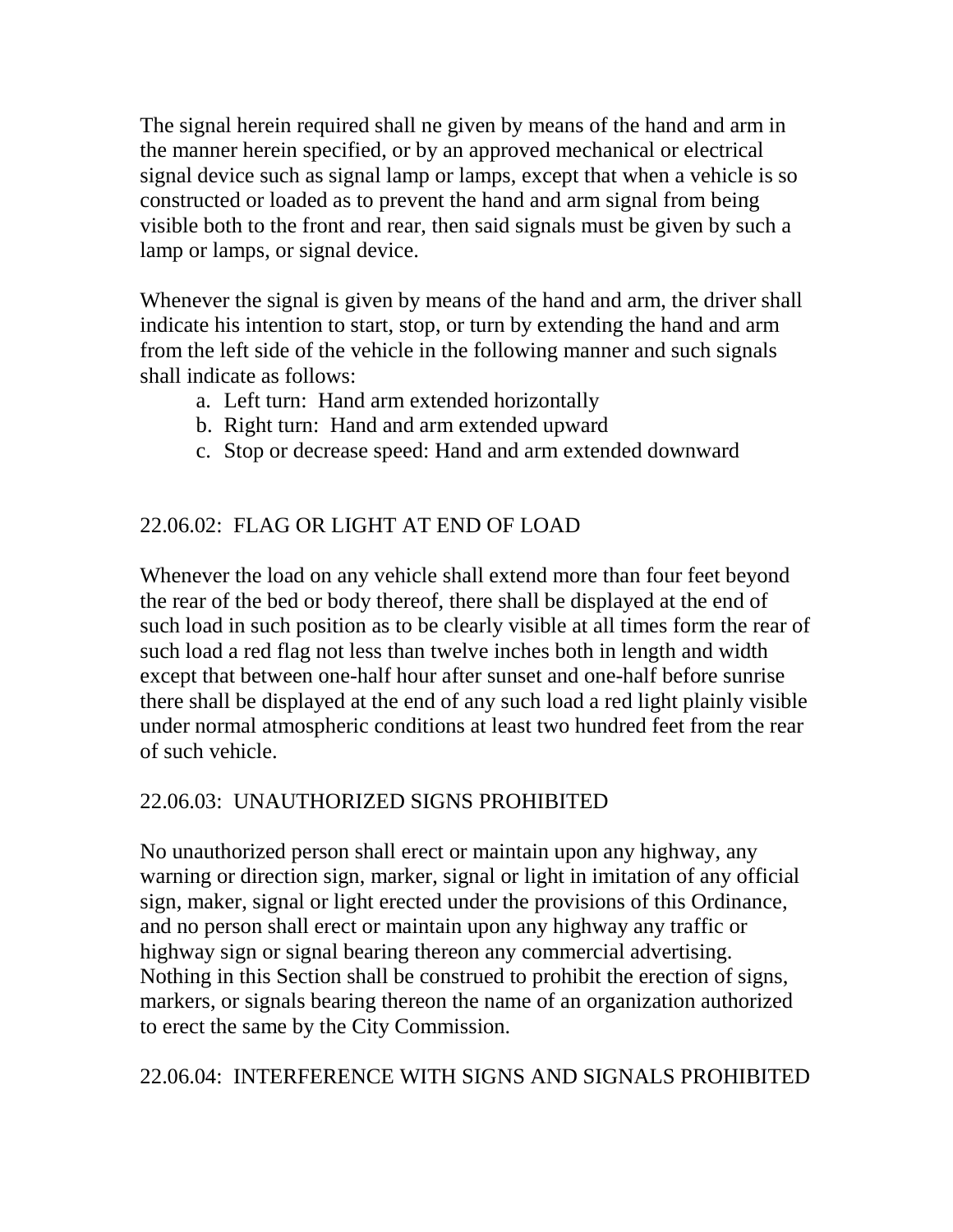The signal herein required shall ne given by means of the hand and arm in the manner herein specified, or by an approved mechanical or electrical signal device such as signal lamp or lamps, except that when a vehicle is so constructed or loaded as to prevent the hand and arm signal from being visible both to the front and rear, then said signals must be given by such a lamp or lamps, or signal device.

Whenever the signal is given by means of the hand and arm, the driver shall indicate his intention to start, stop, or turn by extending the hand and arm from the left side of the vehicle in the following manner and such signals shall indicate as follows:

a. Left turn: Hand arm extended horizontally
b. Right turn: Hand and arm extended upward
c. Stop or decrease speed: Hand and arm extended downward

## 22.06.02: FLAG OR LIGHT AT END OF LOAD

Whenever the load on any vehicle shall extend more than four feet beyond the rear of the bed or body thereof, there shall be displayed at the end of such load in such position as to be clearly visible at all times form the rear of such load a red flag not less than twelve inches both in length and width except that between one-half hour after sunset and one-half before sunrise there shall be displayed at the end of any such load a red light plainly visible under normal atmospheric conditions at least two hundred feet from the rear of such vehicle.

## 22.06.03: UNAUTHORIZED SIGNS PROHIBITED

No unauthorized person shall erect or maintain upon any highway, any warning or direction sign, marker, signal or light in imitation of any official sign, maker, signal or light erected under the provisions of this Ordinance, and no person shall erect or maintain upon any highway any traffic or highway sign or signal bearing thereon any commercial advertising. Nothing in this Section shall be construed to prohibit the erection of signs, markers, or signals bearing thereon the name of an organization authorized to erect the same by the City Commission.

## 22.06.04: INTERFERENCE WITH SIGNS AND SIGNALS PROHIBITED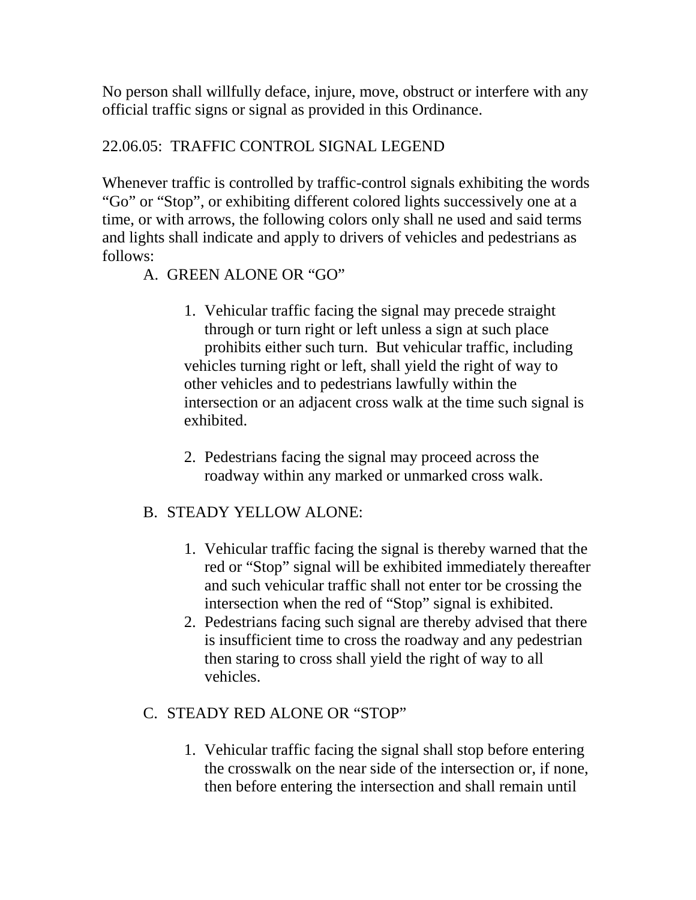No person shall willfully deface, injure, move, obstruct or interfere with any official traffic signs or signal as provided in this Ordinance.

22.06.05: TRAFFIC CONTROL SIGNAL LEGEND

Whenever traffic is controlled by traffic-control signals exhibiting the words "Go" or "Stop", or exhibiting different colored lights successively one at a time, or with arrows, the following colors only shall ne used and said terms and lights shall indicate and apply to drivers of vehicles and pedestrians as follows:

A. GREEN ALONE OR "GO"

   1. Vehicular traffic facing the signal may precede straight through or turn right or left unless a sign at such place prohibits either such turn. But vehicular traffic, including vehicles turning right or left, shall yield the right of way to other vehicles and to pedestrians lawfully within the intersection or an adjacent cross walk at the time such signal is exhibited.

   2. Pedestrians facing the signal may proceed across the roadway within any marked or unmarked cross walk.

B. STEADY YELLOW ALONE:

   1. Vehicular traffic facing the signal is thereby warned that the red or "Stop" signal will be exhibited immediately thereafter and such vehicular traffic shall not enter tor be crossing the intersection when the red of "Stop" signal is exhibited.
   2. Pedestrians facing such signal are thereby advised that there is insufficient time to cross the roadway and any pedestrian then staring to cross shall yield the right of way to all vehicles.

C. STEADY RED ALONE OR "STOP"

   1. Vehicular traffic facing the signal shall stop before entering the crosswalk on the near side of the intersection or, if none, then before entering the intersection and shall remain until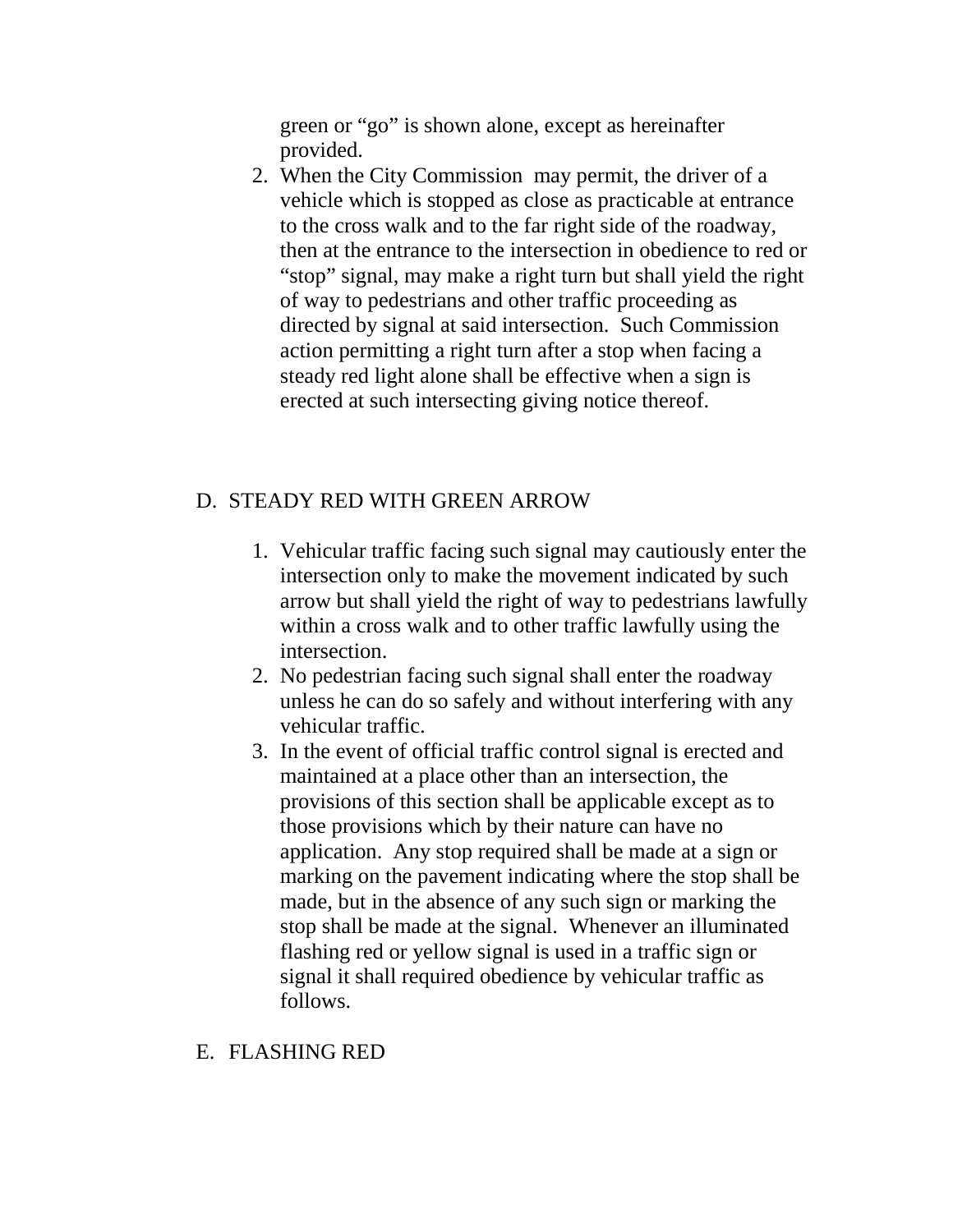green or "go" is shown alone, except as hereinafter provided.

2. When the City Commission  may permit, the driver of a vehicle which is stopped as close as practicable at entrance to the cross walk and to the far right side of the roadway, then at the entrance to the intersection in obedience to red or "stop" signal, may make a right turn but shall yield the right of way to pedestrians and other traffic proceeding as directed by signal at said intersection.  Such Commission action permitting a right turn after a stop when facing a steady red light alone shall be effective when a sign is erected at such intersecting giving notice thereof.

D. STEADY RED WITH GREEN ARROW

1. Vehicular traffic facing such signal may cautiously enter the intersection only to make the movement indicated by such arrow but shall yield the right of way to pedestrians lawfully within a cross walk and to other traffic lawfully using the intersection.
2. No pedestrian facing such signal shall enter the roadway unless he can do so safely and without interfering with any vehicular traffic.
3. In the event of official traffic control signal is erected and maintained at a place other than an intersection, the provisions of this section shall be applicable except as to those provisions which by their nature can have no application.  Any stop required shall be made at a sign or marking on the pavement indicating where the stop shall be made, but in the absence of any such sign or marking the stop shall be made at the signal.  Whenever an illuminated flashing red or yellow signal is used in a traffic sign or signal it shall required obedience by vehicular traffic as follows.

E. FLASHING RED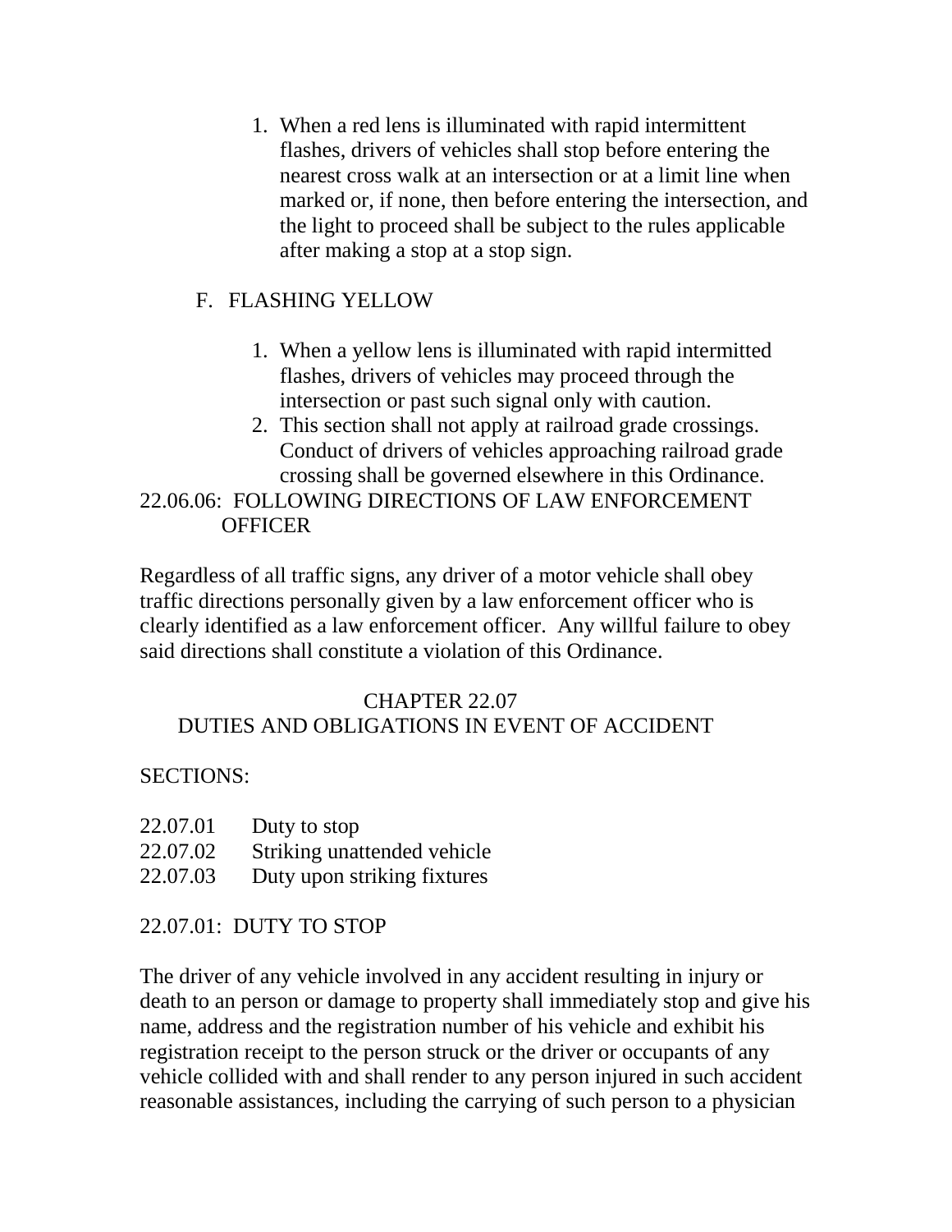1. When a red lens is illuminated with rapid intermittent flashes, drivers of vehicles shall stop before entering the nearest cross walk at an intersection or at a limit line when marked or, if none, then before entering the intersection, and the light to proceed shall be subject to the rules applicable after making a stop at a stop sign.

F. FLASHING YELLOW

1. When a yellow lens is illuminated with rapid intermitted flashes, drivers of vehicles may proceed through the intersection or past such signal only with caution.
2. This section shall not apply at railroad grade crossings. Conduct of drivers of vehicles approaching railroad grade crossing shall be governed elsewhere in this Ordinance.

22.06.06: FOLLOWING DIRECTIONS OF LAW ENFORCEMENT OFFICER

Regardless of all traffic signs, any driver of a motor vehicle shall obey traffic directions personally given by a law enforcement officer who is clearly identified as a law enforcement officer. Any willful failure to obey said directions shall constitute a violation of this Ordinance.

## CHAPTER 22.07
## DUTIES AND OBLIGATIONS IN EVENT OF ACCIDENT

SECTIONS:

22.07.01 Duty to stop
22.07.02 Striking unattended vehicle
22.07.03 Duty upon striking fixtures

22.07.01: DUTY TO STOP

The driver of any vehicle involved in any accident resulting in injury or death to an person or damage to property shall immediately stop and give his name, address and the registration number of his vehicle and exhibit his registration receipt to the person struck or the driver or occupants of any vehicle collided with and shall render to any person injured in such accident reasonable assistances, including the carrying of such person to a physician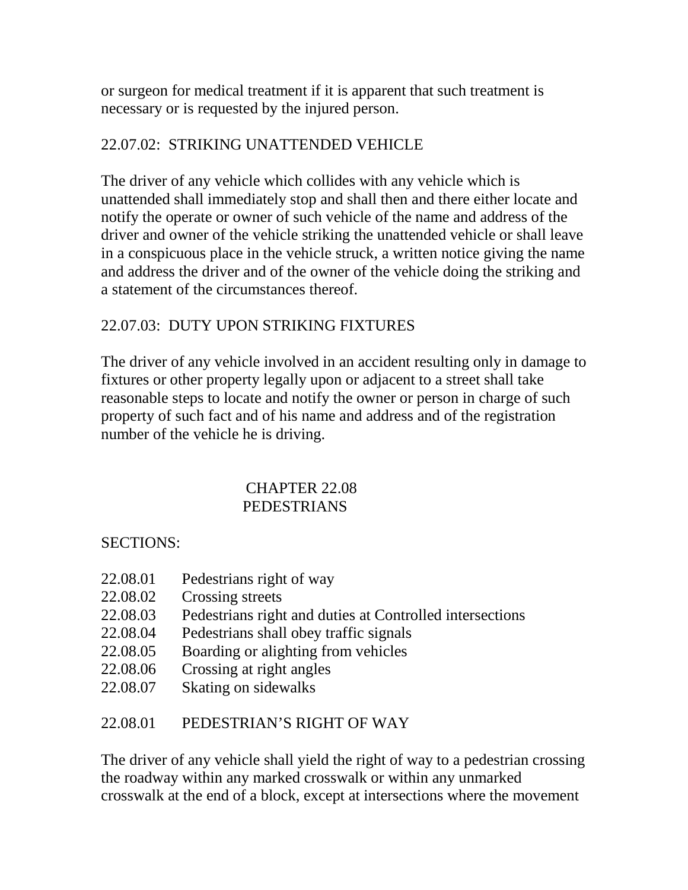or surgeon for medical treatment if it is apparent that such treatment is necessary or is requested by the injured person.

### 22.07.02: STRIKING UNATTENDED VEHICLE

The driver of any vehicle which collides with any vehicle which is unattended shall immediately stop and shall then and there either locate and notify the operate or owner of such vehicle of the name and address of the driver and owner of the vehicle striking the unattended vehicle or shall leave in a conspicuous place in the vehicle struck, a written notice giving the name and address the driver and of the owner of the vehicle doing the striking and a statement of the circumstances thereof.

### 22.07.03: DUTY UPON STRIKING FIXTURES

The driver of any vehicle involved in an accident resulting only in damage to fixtures or other property legally upon or adjacent to a street shall take reasonable steps to locate and notify the owner or person in charge of such property of such fact and of his name and address and of the registration number of the vehicle he is driving.

## CHAPTER 22.08
## PEDESTRIANS

SECTIONS:

- 22.08.01 Pedestrians right of way
- 22.08.02 Crossing streets
- 22.08.03 Pedestrians right and duties at Controlled intersections
- 22.08.04 Pedestrians shall obey traffic signals
- 22.08.05 Boarding or alighting from vehicles
- 22.08.06 Crossing at right angles
- 22.08.07 Skating on sidewalks

### 22.08.01 PEDESTRIAN'S RIGHT OF WAY

The driver of any vehicle shall yield the right of way to a pedestrian crossing the roadway within any marked crosswalk or within any unmarked crosswalk at the end of a block, except at intersections where the movement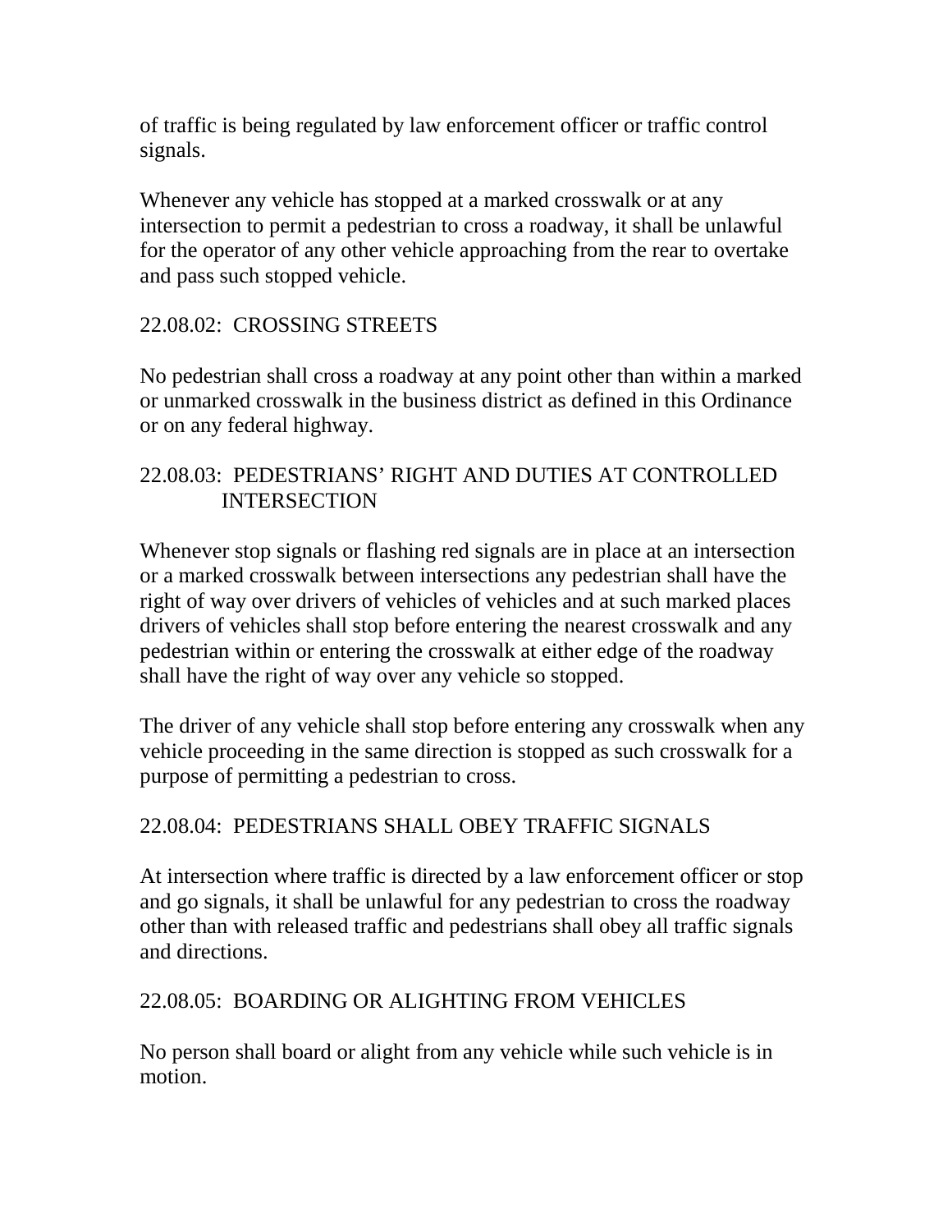of traffic is being regulated by law enforcement officer or traffic control signals.

Whenever any vehicle has stopped at a marked crosswalk or at any intersection to permit a pedestrian to cross a roadway, it shall be unlawful for the operator of any other vehicle approaching from the rear to overtake and pass such stopped vehicle.

### 22.08.02: CROSSING STREETS

No pedestrian shall cross a roadway at any point other than within a marked or unmarked crosswalk in the business district as defined in this Ordinance or on any federal highway.

### 22.08.03: PEDESTRIANS' RIGHT AND DUTIES AT CONTROLLED INTERSECTION

Whenever stop signals or flashing red signals are in place at an intersection or a marked crosswalk between intersections any pedestrian shall have the right of way over drivers of vehicles of vehicles and at such marked places drivers of vehicles shall stop before entering the nearest crosswalk and any pedestrian within or entering the crosswalk at either edge of the roadway shall have the right of way over any vehicle so stopped.

The driver of any vehicle shall stop before entering any crosswalk when any vehicle proceeding in the same direction is stopped as such crosswalk for a purpose of permitting a pedestrian to cross.

### 22.08.04: PEDESTRIANS SHALL OBEY TRAFFIC SIGNALS

At intersection where traffic is directed by a law enforcement officer or stop and go signals, it shall be unlawful for any pedestrian to cross the roadway other than with released traffic and pedestrians shall obey all traffic signals and directions.

### 22.08.05: BOARDING OR ALIGHTING FROM VEHICLES

No person shall board or alight from any vehicle while such vehicle is in motion.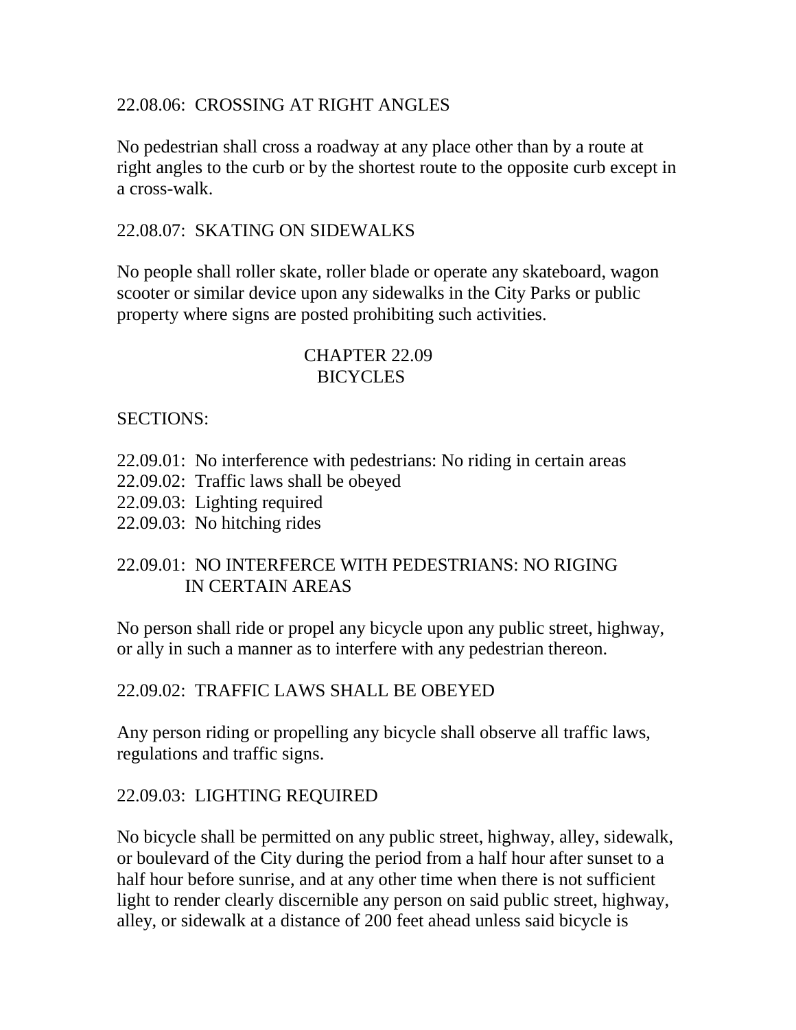### 22.08.06: CROSSING AT RIGHT ANGLES

No pedestrian shall cross a roadway at any place other than by a route at right angles to the curb or by the shortest route to the opposite curb except in a cross-walk.

### 22.08.07: SKATING ON SIDEWALKS

No people shall roller skate, roller blade or operate any skateboard, wagon scooter or similar device upon any sidewalks in the City Parks or public property where signs are posted prohibiting such activities.

## CHAPTER 22.09
## BICYCLES

SECTIONS:

22.09.01: No interference with pedestrians: No riding in certain areas
22.09.02: Traffic laws shall be obeyed
22.09.03: Lighting required
22.09.03: No hitching rides

### 22.09.01: NO INTERFERCE WITH PEDESTRIANS: NO RIGING IN CERTAIN AREAS

No person shall ride or propel any bicycle upon any public street, highway, or ally in such a manner as to interfere with any pedestrian thereon.

### 22.09.02: TRAFFIC LAWS SHALL BE OBEYED

Any person riding or propelling any bicycle shall observe all traffic laws, regulations and traffic signs.

### 22.09.03: LIGHTING REQUIRED

No bicycle shall be permitted on any public street, highway, alley, sidewalk, or boulevard of the City during the period from a half hour after sunset to a half hour before sunrise, and at any other time when there is not sufficient light to render clearly discernible any person on said public street, highway, alley, or sidewalk at a distance of 200 feet ahead unless said bicycle is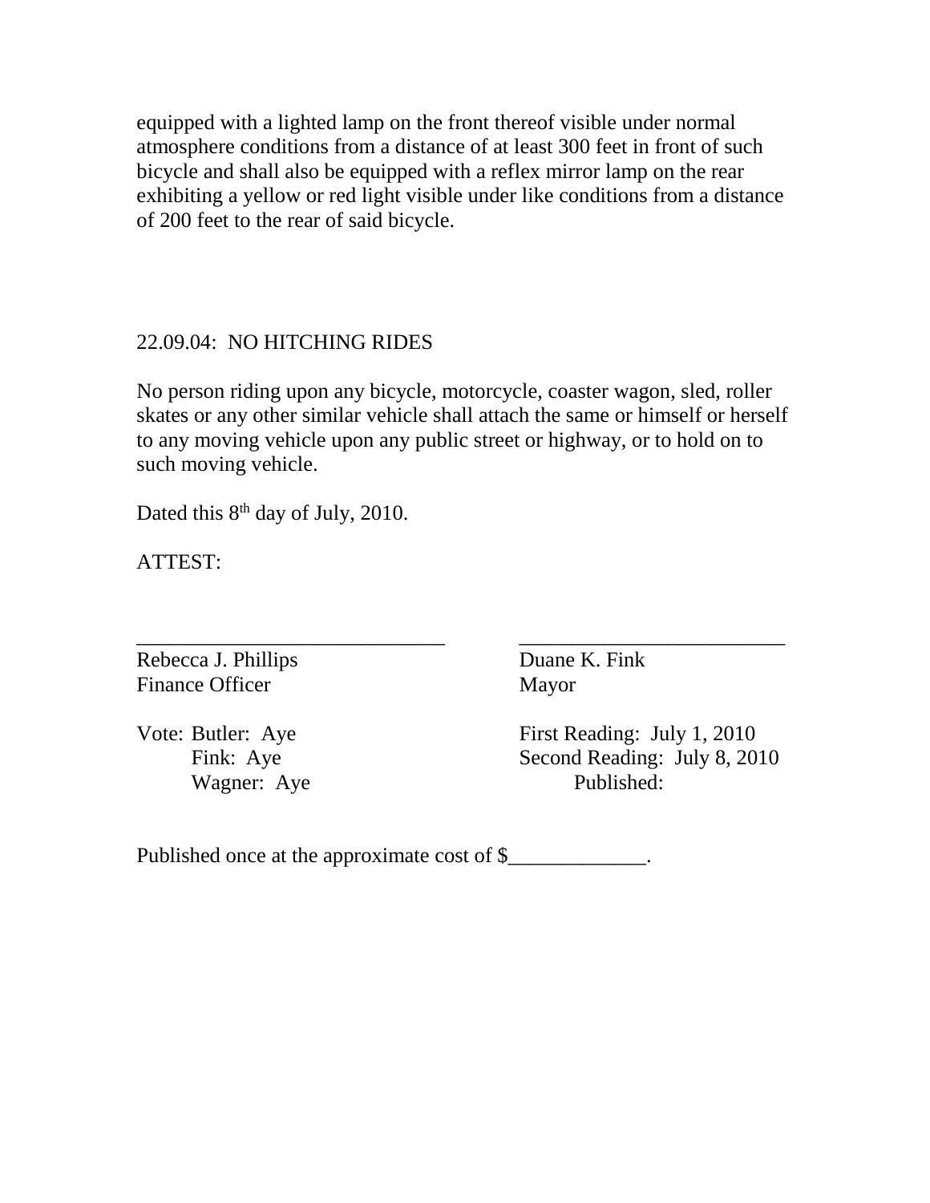equipped with a lighted lamp on the front thereof visible under normal atmosphere conditions from a distance of at least 300 feet in front of such bicycle and shall also be equipped with a reflex mirror lamp on the rear exhibiting a yellow or red light visible under like conditions from a distance of 200 feet to the rear of said bicycle.

22.09.04: NO HITCHING RIDES

No person riding upon any bicycle, motorcycle, coaster wagon, sled, roller skates or any other similar vehicle shall attach the same or himself or herself to any moving vehicle upon any public street or highway, or to hold on to such moving vehicle.

Dated this 8th day of July, 2010.

ATTEST:

______________________________ 
Rebecca J. Phillips 
Finance Officer

__________________________ 
Duane K. Fink 
Mayor

Vote: Butler: Aye 
Fink: Aye 
Wagner: Aye

First Reading: July 1, 2010 
Second Reading: July 8, 2010 
Published:

Published once at the approximate cost of $_____________.